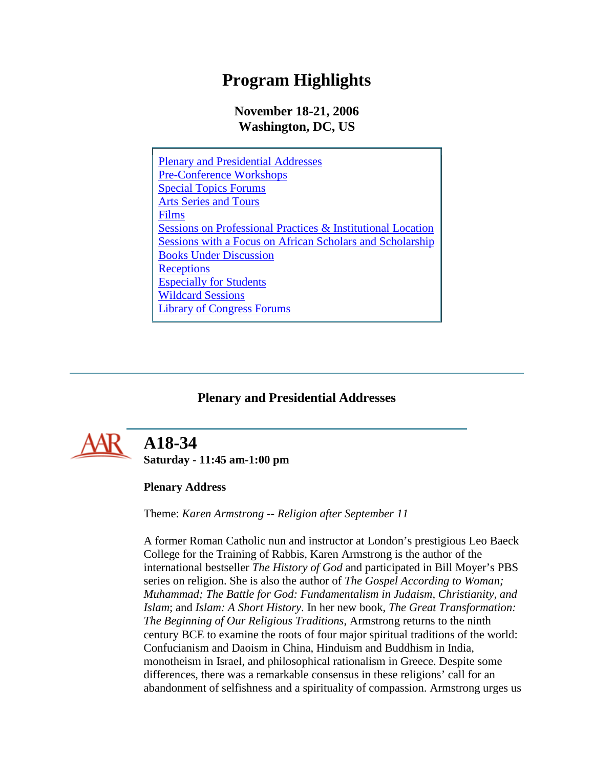# Program Highlights

**November 18-21, 2006**
**Washington, DC, US**

- Plenary and Presidential Addresses
- Pre-Conference Workshops
- Special Topics Forums
- Arts Series and Tours
- Films
- Sessions on Professional Practices & Institutional Location
- Sessions with a Focus on African Scholars and Scholarship
- Books Under Discussion
- Receptions
- Especially for Students
- Wildcard Sessions
- Library of Congress Forums

---

## Plenary and Presidential Addresses

## A18-34

**Saturday - 11:45 am-1:00 pm**

**Plenary Address**

Theme: *Karen Armstrong -- Religion after September 11*

A former Roman Catholic nun and instructor at London's prestigious Leo Baeck College for the Training of Rabbis, Karen Armstrong is the author of the international bestseller *The History of God* and participated in Bill Moyer's PBS series on religion. She is also the author of *The Gospel According to Woman; Muhammad; The Battle for God: Fundamentalism in Judaism, Christianity, and Islam*; and *Islam: A Short History*. In her new book, *The Great Transformation: The Beginning of Our Religious Traditions*, Armstrong returns to the ninth century BCE to examine the roots of four major spiritual traditions of the world: Confucianism and Daoism in China, Hinduism and Buddhism in India, monotheism in Israel, and philosophical rationalism in Greece. Despite some differences, there was a remarkable consensus in these religions' call for an abandonment of selfishness and a spirituality of compassion. Armstrong urges us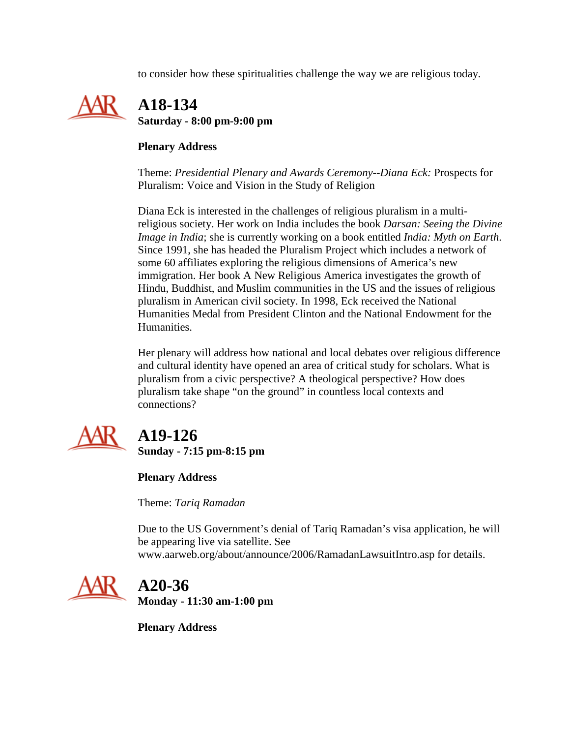to consider how these spiritualities challenge the way we are religious today.

## A18-134

**Saturday - 8:00 pm-9:00 pm**

**Plenary Address**

Theme: *Presidential Plenary and Awards Ceremony--Diana Eck:* Prospects for Pluralism: Voice and Vision in the Study of Religion

Diana Eck is interested in the challenges of religious pluralism in a multi-religious society. Her work on India includes the book *Darsan: Seeing the Divine Image in India*; she is currently working on a book entitled *India: Myth on Earth*. Since 1991, she has headed the Pluralism Project which includes a network of some 60 affiliates exploring the religious dimensions of America's new immigration. Her book A New Religious America investigates the growth of Hindu, Buddhist, and Muslim communities in the US and the issues of religious pluralism in American civil society. In 1998, Eck received the National Humanities Medal from President Clinton and the National Endowment for the Humanities.

Her plenary will address how national and local debates over religious difference and cultural identity have opened an area of critical study for scholars. What is pluralism from a civic perspective? A theological perspective? How does pluralism take shape "on the ground" in countless local contexts and connections?

## A19-126

**Sunday - 7:15 pm-8:15 pm**

**Plenary Address**

Theme: *Tariq Ramadan*

Due to the US Government's denial of Tariq Ramadan's visa application, he will be appearing live via satellite. See www.aarweb.org/about/announce/2006/RamadanLawsuitIntro.asp for details.

## A20-36

**Monday - 11:30 am-1:00 pm**

**Plenary Address**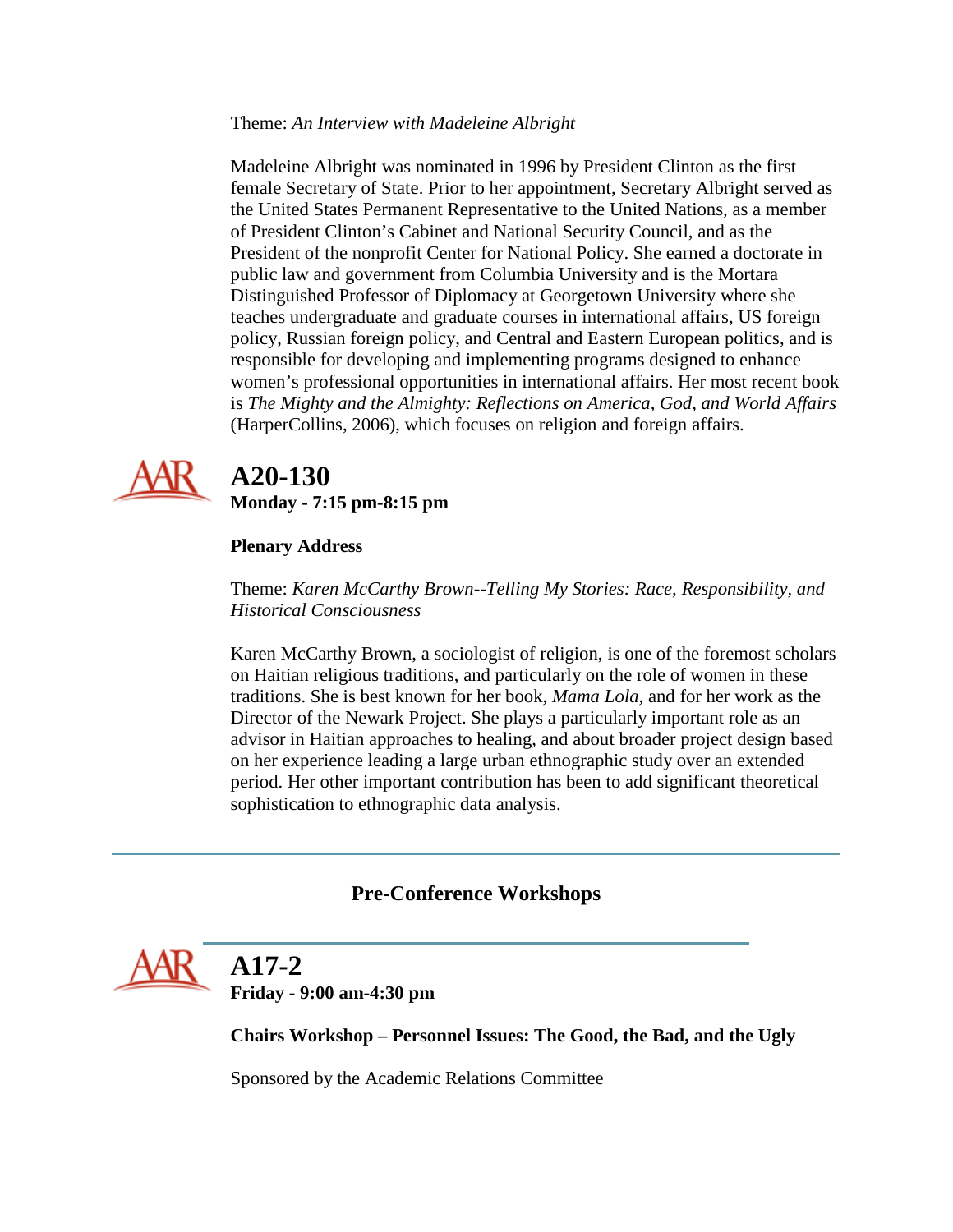Theme: *An Interview with Madeleine Albright*

Madeleine Albright was nominated in 1996 by President Clinton as the first female Secretary of State. Prior to her appointment, Secretary Albright served as the United States Permanent Representative to the United Nations, as a member of President Clinton's Cabinet and National Security Council, and as the President of the nonprofit Center for National Policy. She earned a doctorate in public law and government from Columbia University and is the Mortara Distinguished Professor of Diplomacy at Georgetown University where she teaches undergraduate and graduate courses in international affairs, US foreign policy, Russian foreign policy, and Central and Eastern European politics, and is responsible for developing and implementing programs designed to enhance women's professional opportunities in international affairs. Her most recent book is *The Mighty and the Almighty: Reflections on America, God, and World Affairs* (HarperCollins, 2006), which focuses on religion and foreign affairs.

## A20-130

**Monday - 7:15 pm-8:15 pm**

**Plenary Address**

Theme: *Karen McCarthy Brown--Telling My Stories: Race, Responsibility, and Historical Consciousness*

Karen McCarthy Brown, a sociologist of religion, is one of the foremost scholars on Haitian religious traditions, and particularly on the role of women in these traditions. She is best known for her book, *Mama Lola*, and for her work as the Director of the Newark Project. She plays a particularly important role as an advisor in Haitian approaches to healing, and about broader project design based on her experience leading a large urban ethnographic study over an extended period. Her other important contribution has been to add significant theoretical sophistication to ethnographic data analysis.

---

# Pre-Conference Workshops

## A17-2

**Friday - 9:00 am-4:30 pm**

**Chairs Workshop – Personnel Issues: The Good, the Bad, and the Ugly**

Sponsored by the Academic Relations Committee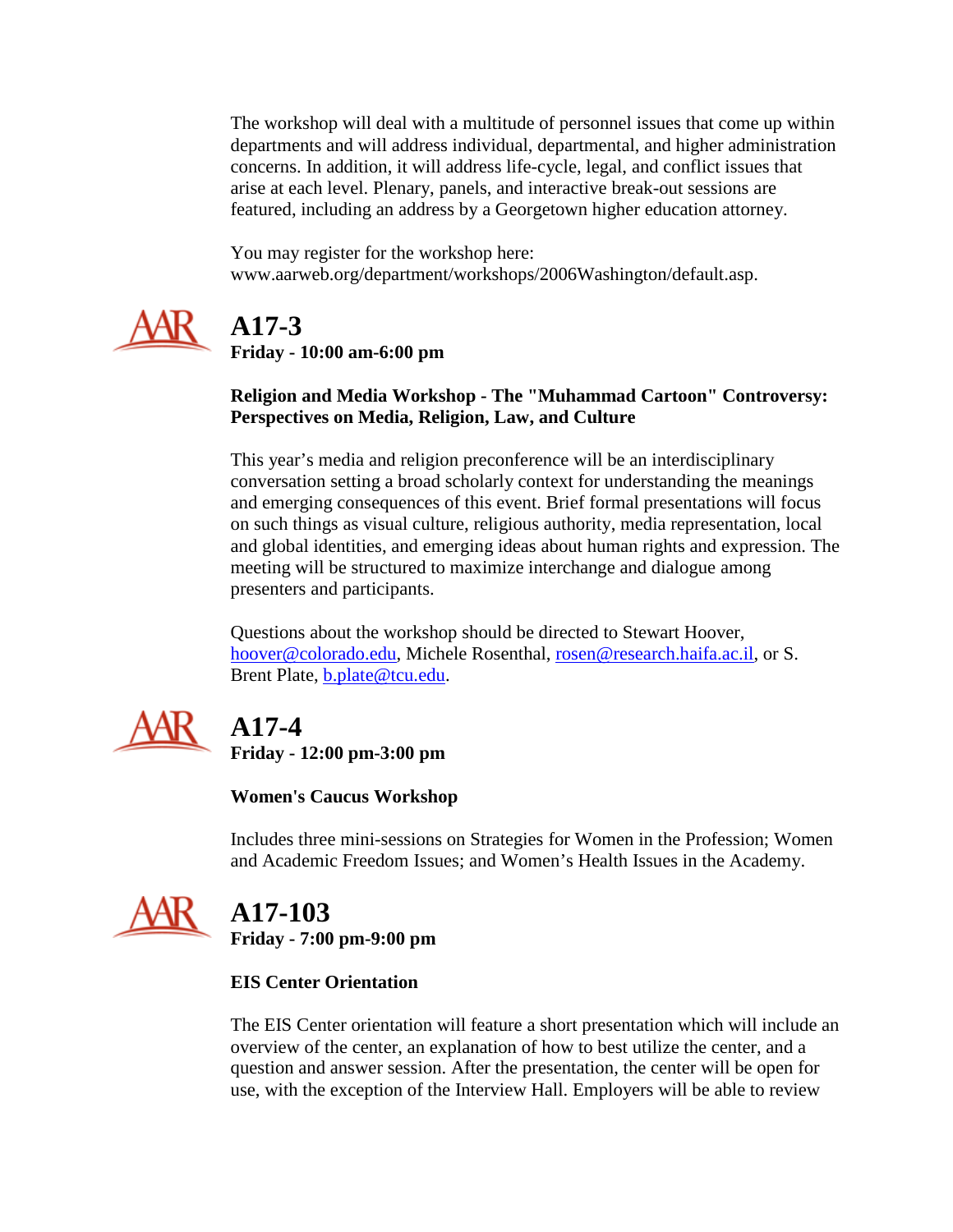The workshop will deal with a multitude of personnel issues that come up within departments and will address individual, departmental, and higher administration concerns. In addition, it will address life-cycle, legal, and conflict issues that arise at each level. Plenary, panels, and interactive break-out sessions are featured, including an address by a Georgetown higher education attorney.

You may register for the workshop here: www.aarweb.org/department/workshops/2006Washington/default.asp.

## A17-3

**Friday - 10:00 am-6:00 pm**

**Religion and Media Workshop - The "Muhammad Cartoon" Controversy: Perspectives on Media, Religion, Law, and Culture**

This year's media and religion preconference will be an interdisciplinary conversation setting a broad scholarly context for understanding the meanings and emerging consequences of this event. Brief formal presentations will focus on such things as visual culture, religious authority, media representation, local and global identities, and emerging ideas about human rights and expression. The meeting will be structured to maximize interchange and dialogue among presenters and participants.

Questions about the workshop should be directed to Stewart Hoover, hoover@colorado.edu, Michele Rosenthal, rosen@research.haifa.ac.il, or S. Brent Plate, b.plate@tcu.edu.

## A17-4

**Friday - 12:00 pm-3:00 pm**

**Women's Caucus Workshop**

Includes three mini-sessions on Strategies for Women in the Profession; Women and Academic Freedom Issues; and Women's Health Issues in the Academy.

## A17-103

**Friday - 7:00 pm-9:00 pm**

**EIS Center Orientation**

The EIS Center orientation will feature a short presentation which will include an overview of the center, an explanation of how to best utilize the center, and a question and answer session. After the presentation, the center will be open for use, with the exception of the Interview Hall. Employers will be able to review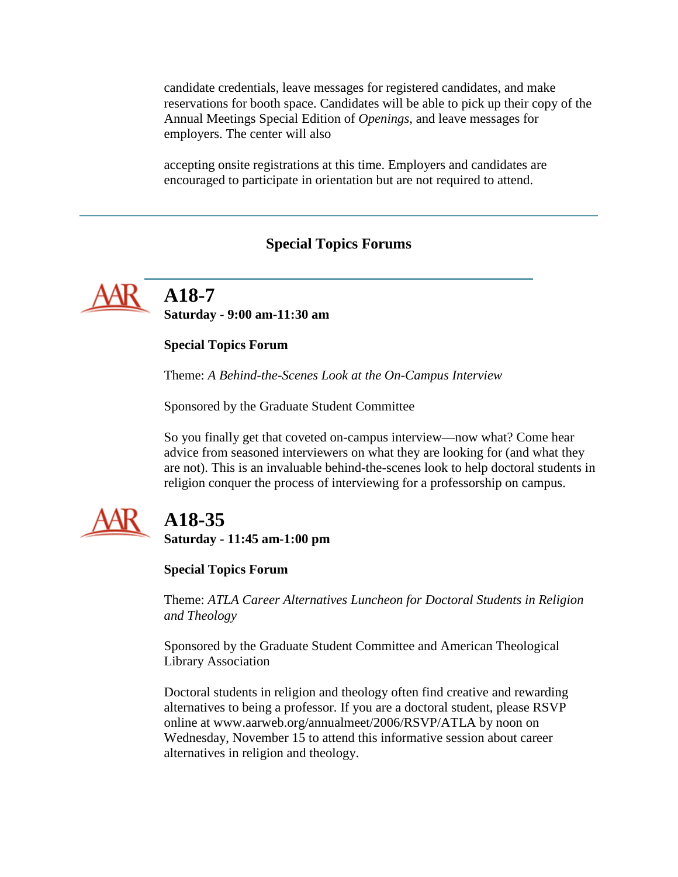candidate credentials, leave messages for registered candidates, and make reservations for booth space. Candidates will be able to pick up their copy of the Annual Meetings Special Edition of *Openings*, and leave messages for employers. The center will also

accepting onsite registrations at this time. Employers and candidates are encouraged to participate in orientation but are not required to attend.

---

## Special Topics Forums

### A18-7

**Saturday - 9:00 am-11:30 am**

**Special Topics Forum**

Theme: *A Behind-the-Scenes Look at the On-Campus Interview*

Sponsored by the Graduate Student Committee

So you finally get that coveted on-campus interview—now what? Come hear advice from seasoned interviewers on what they are looking for (and what they are not). This is an invaluable behind-the-scenes look to help doctoral students in religion conquer the process of interviewing for a professorship on campus.

### A18-35

**Saturday - 11:45 am-1:00 pm**

**Special Topics Forum**

Theme: *ATLA Career Alternatives Luncheon for Doctoral Students in Religion and Theology*

Sponsored by the Graduate Student Committee and American Theological Library Association

Doctoral students in religion and theology often find creative and rewarding alternatives to being a professor. If you are a doctoral student, please RSVP online at www.aarweb.org/annualmeet/2006/RSVP/ATLA by noon on Wednesday, November 15 to attend this informative session about career alternatives in religion and theology.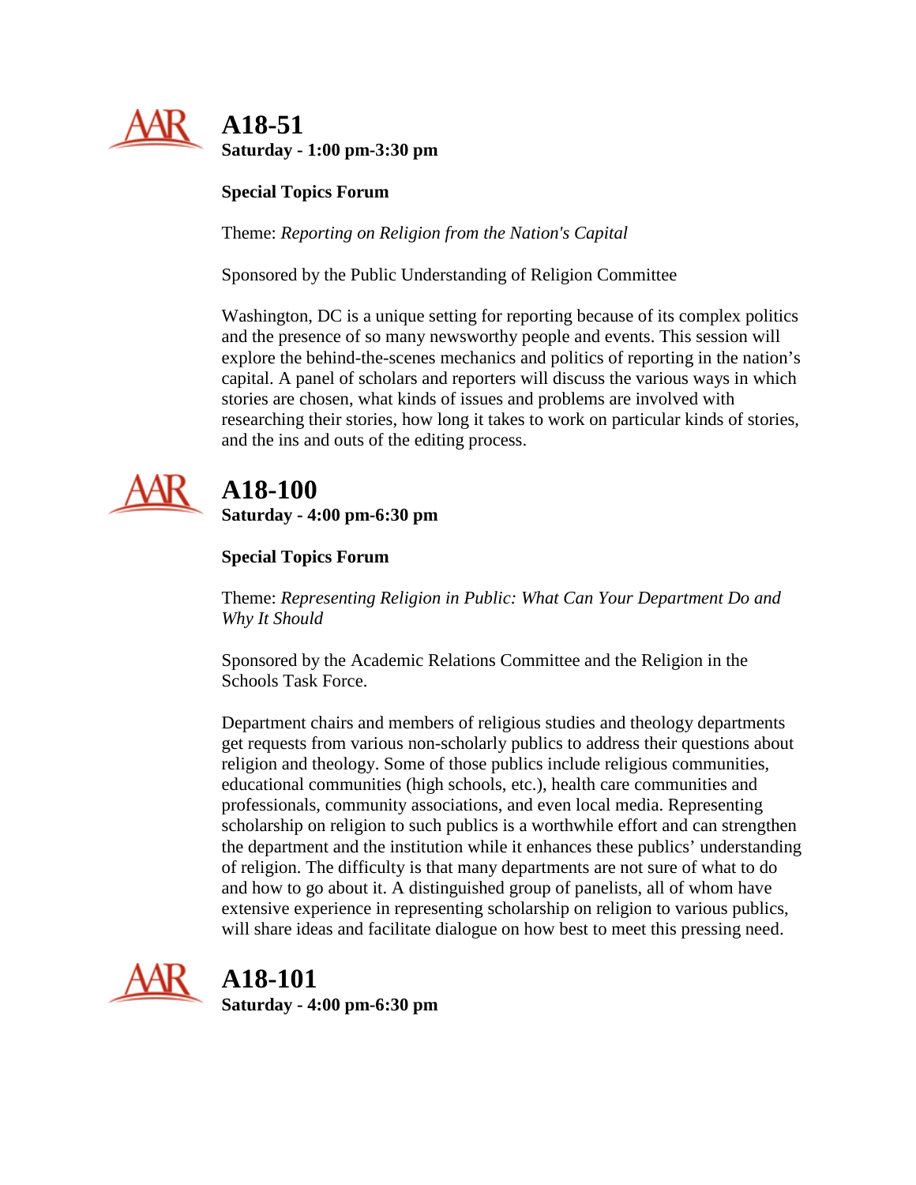## A18-51

**Saturday - 1:00 pm-3:30 pm**

**Special Topics Forum**

Theme: *Reporting on Religion from the Nation's Capital*

Sponsored by the Public Understanding of Religion Committee

Washington, DC is a unique setting for reporting because of its complex politics and the presence of so many newsworthy people and events. This session will explore the behind-the-scenes mechanics and politics of reporting in the nation's capital. A panel of scholars and reporters will discuss the various ways in which stories are chosen, what kinds of issues and problems are involved with researching their stories, how long it takes to work on particular kinds of stories, and the ins and outs of the editing process.

## A18-100

**Saturday - 4:00 pm-6:30 pm**

**Special Topics Forum**

Theme: *Representing Religion in Public: What Can Your Department Do and Why It Should*

Sponsored by the Academic Relations Committee and the Religion in the Schools Task Force.

Department chairs and members of religious studies and theology departments get requests from various non-scholarly publics to address their questions about religion and theology. Some of those publics include religious communities, educational communities (high schools, etc.), health care communities and professionals, community associations, and even local media. Representing scholarship on religion to such publics is a worthwhile effort and can strengthen the department and the institution while it enhances these publics' understanding of religion. The difficulty is that many departments are not sure of what to do and how to go about it. A distinguished group of panelists, all of whom have extensive experience in representing scholarship on religion to various publics, will share ideas and facilitate dialogue on how best to meet this pressing need.

## A18-101

**Saturday - 4:00 pm-6:30 pm**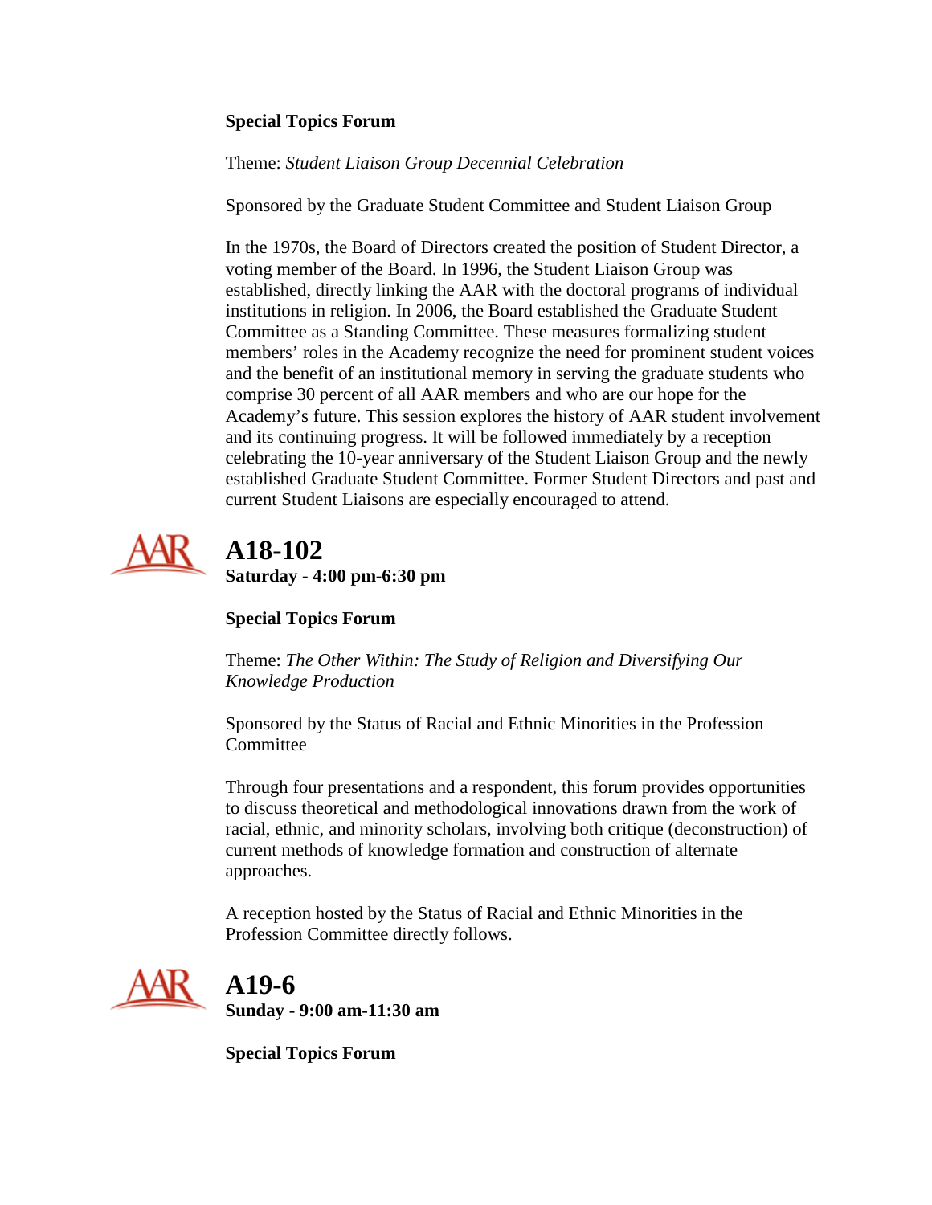**Special Topics Forum**

Theme: *Student Liaison Group Decennial Celebration*

Sponsored by the Graduate Student Committee and Student Liaison Group

In the 1970s, the Board of Directors created the position of Student Director, a voting member of the Board. In 1996, the Student Liaison Group was established, directly linking the AAR with the doctoral programs of individual institutions in religion. In 2006, the Board established the Graduate Student Committee as a Standing Committee. These measures formalizing student members' roles in the Academy recognize the need for prominent student voices and the benefit of an institutional memory in serving the graduate students who comprise 30 percent of all AAR members and who are our hope for the Academy's future. This session explores the history of AAR student involvement and its continuing progress. It will be followed immediately by a reception celebrating the 10-year anniversary of the Student Liaison Group and the newly established Graduate Student Committee. Former Student Directors and past and current Student Liaisons are especially encouraged to attend.

## A18-102

**Saturday - 4:00 pm-6:30 pm**

**Special Topics Forum**

Theme: *The Other Within: The Study of Religion and Diversifying Our Knowledge Production*

Sponsored by the Status of Racial and Ethnic Minorities in the Profession Committee

Through four presentations and a respondent, this forum provides opportunities to discuss theoretical and methodological innovations drawn from the work of racial, ethnic, and minority scholars, involving both critique (deconstruction) of current methods of knowledge formation and construction of alternate approaches.

A reception hosted by the Status of Racial and Ethnic Minorities in the Profession Committee directly follows.

## A19-6

**Sunday - 9:00 am-11:30 am**

**Special Topics Forum**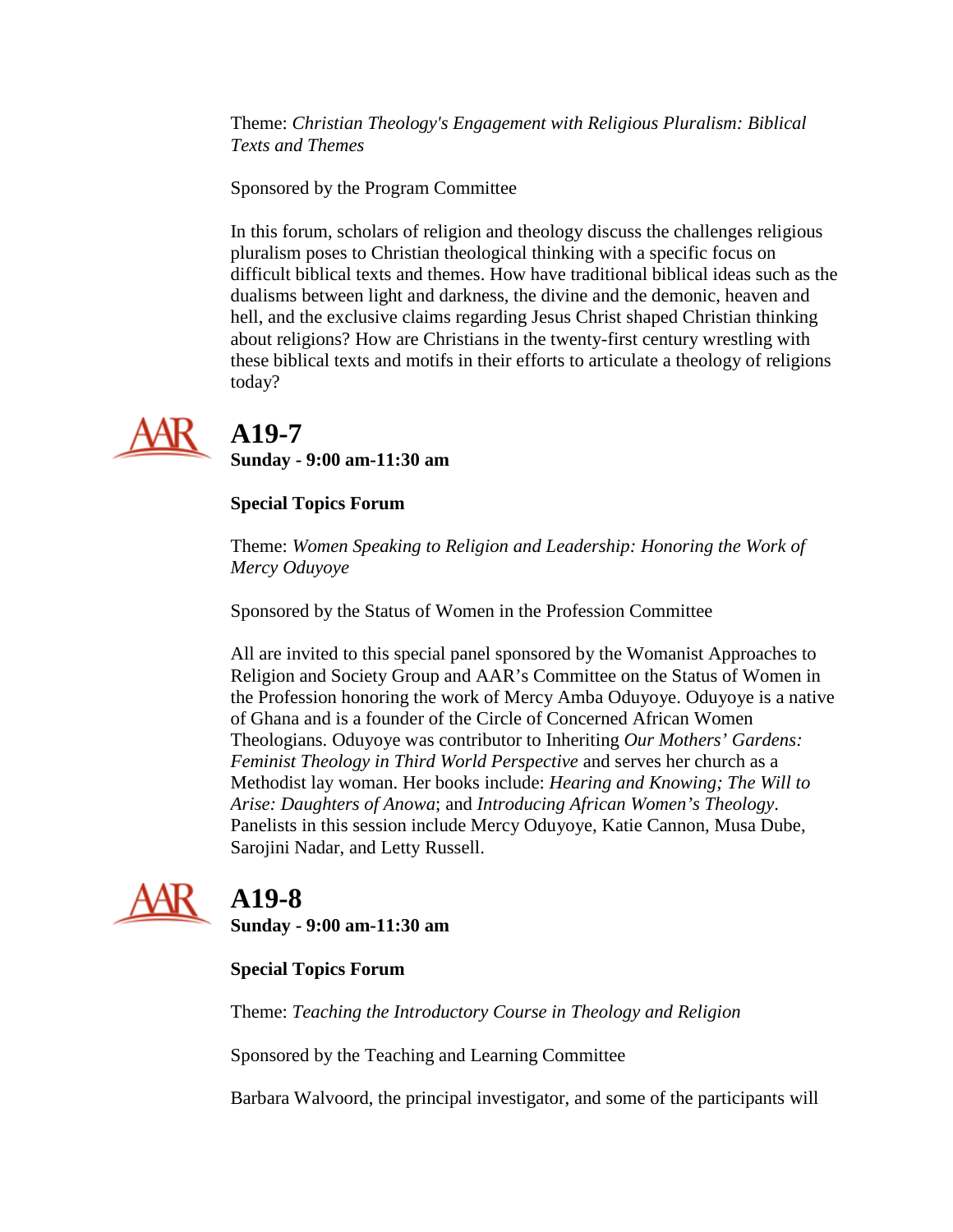Theme: *Christian Theology's Engagement with Religious Pluralism: Biblical Texts and Themes*

Sponsored by the Program Committee

In this forum, scholars of religion and theology discuss the challenges religious pluralism poses to Christian theological thinking with a specific focus on difficult biblical texts and themes. How have traditional biblical ideas such as the dualisms between light and darkness, the divine and the demonic, heaven and hell, and the exclusive claims regarding Jesus Christ shaped Christian thinking about religions? How are Christians in the twenty-first century wrestling with these biblical texts and motifs in their efforts to articulate a theology of religions today?

## A19-7

**Sunday - 9:00 am-11:30 am**

**Special Topics Forum**

Theme: *Women Speaking to Religion and Leadership: Honoring the Work of Mercy Oduyoye*

Sponsored by the Status of Women in the Profession Committee

All are invited to this special panel sponsored by the Womanist Approaches to Religion and Society Group and AAR's Committee on the Status of Women in the Profession honoring the work of Mercy Amba Oduyoye. Oduyoye is a native of Ghana and is a founder of the Circle of Concerned African Women Theologians. Oduyoye was contributor to Inheriting *Our Mothers' Gardens: Feminist Theology in Third World Perspective* and serves her church as a Methodist lay woman. Her books include: *Hearing and Knowing; The Will to Arise: Daughters of Anowa*; and *Introducing African Women's Theology*. Panelists in this session include Mercy Oduyoye, Katie Cannon, Musa Dube, Sarojini Nadar, and Letty Russell.

## A19-8

**Sunday - 9:00 am-11:30 am**

**Special Topics Forum**

Theme: *Teaching the Introductory Course in Theology and Religion*

Sponsored by the Teaching and Learning Committee

Barbara Walvoord, the principal investigator, and some of the participants will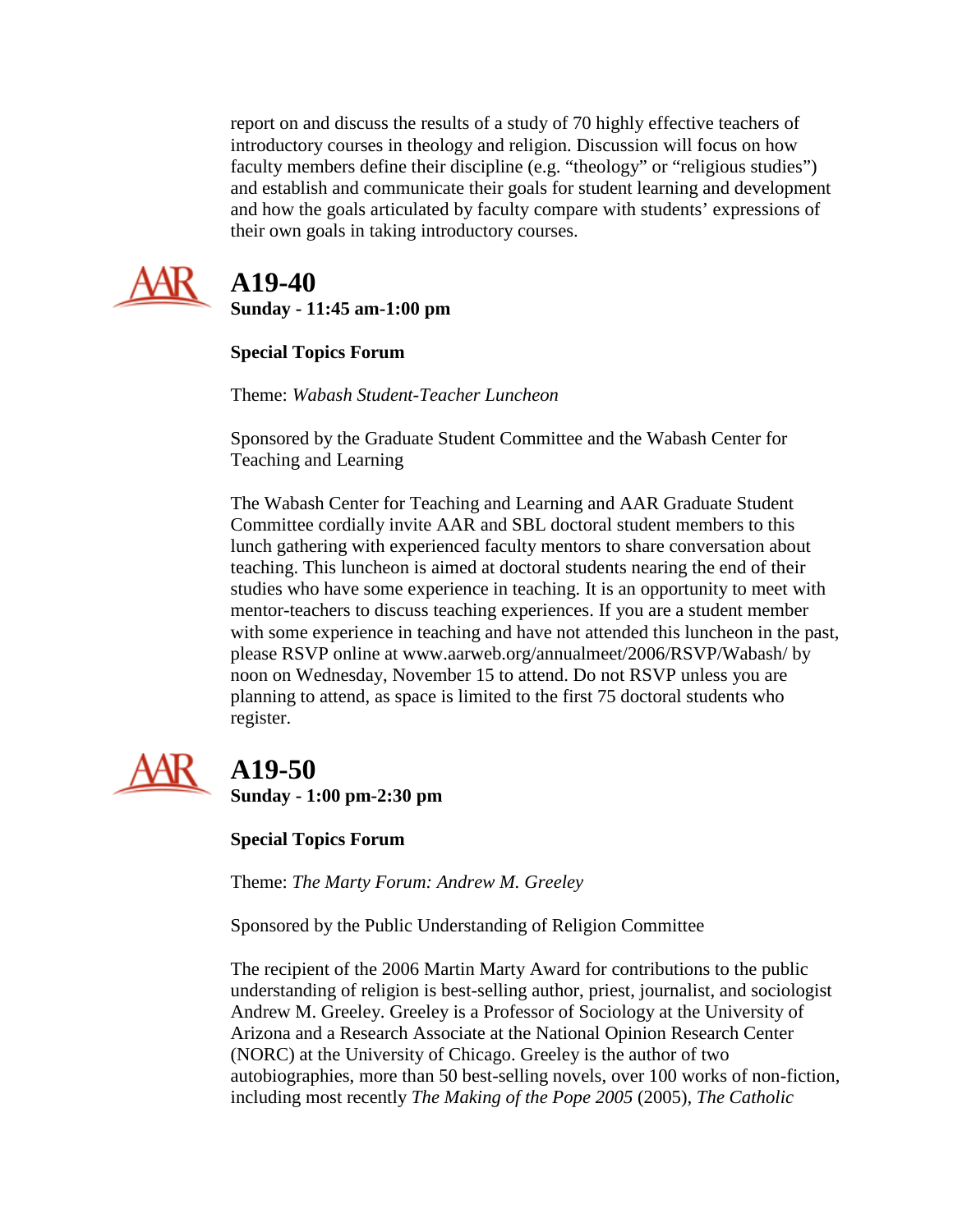report on and discuss the results of a study of 70 highly effective teachers of introductory courses in theology and religion. Discussion will focus on how faculty members define their discipline (e.g. “theology” or “religious studies”) and establish and communicate their goals for student learning and development and how the goals articulated by faculty compare with students’ expressions of their own goals in taking introductory courses.

## A19-40

**Sunday - 11:45 am-1:00 pm**

**Special Topics Forum**

Theme: *Wabash Student-Teacher Luncheon*

Sponsored by the Graduate Student Committee and the Wabash Center for Teaching and Learning

The Wabash Center for Teaching and Learning and AAR Graduate Student Committee cordially invite AAR and SBL doctoral student members to this lunch gathering with experienced faculty mentors to share conversation about teaching. This luncheon is aimed at doctoral students nearing the end of their studies who have some experience in teaching. It is an opportunity to meet with mentor-teachers to discuss teaching experiences. If you are a student member with some experience in teaching and have not attended this luncheon in the past, please RSVP online at www.aarweb.org/annualmeet/2006/RSVP/Wabash/ by noon on Wednesday, November 15 to attend. Do not RSVP unless you are planning to attend, as space is limited to the first 75 doctoral students who register.

## A19-50

**Sunday - 1:00 pm-2:30 pm**

**Special Topics Forum**

Theme: *The Marty Forum: Andrew M. Greeley*

Sponsored by the Public Understanding of Religion Committee

The recipient of the 2006 Martin Marty Award for contributions to the public understanding of religion is best-selling author, priest, journalist, and sociologist Andrew M. Greeley. Greeley is a Professor of Sociology at the University of Arizona and a Research Associate at the National Opinion Research Center (NORC) at the University of Chicago. Greeley is the author of two autobiographies, more than 50 best-selling novels, over 100 works of non-fiction, including most recently *The Making of the Pope 2005* (2005), *The Catholic*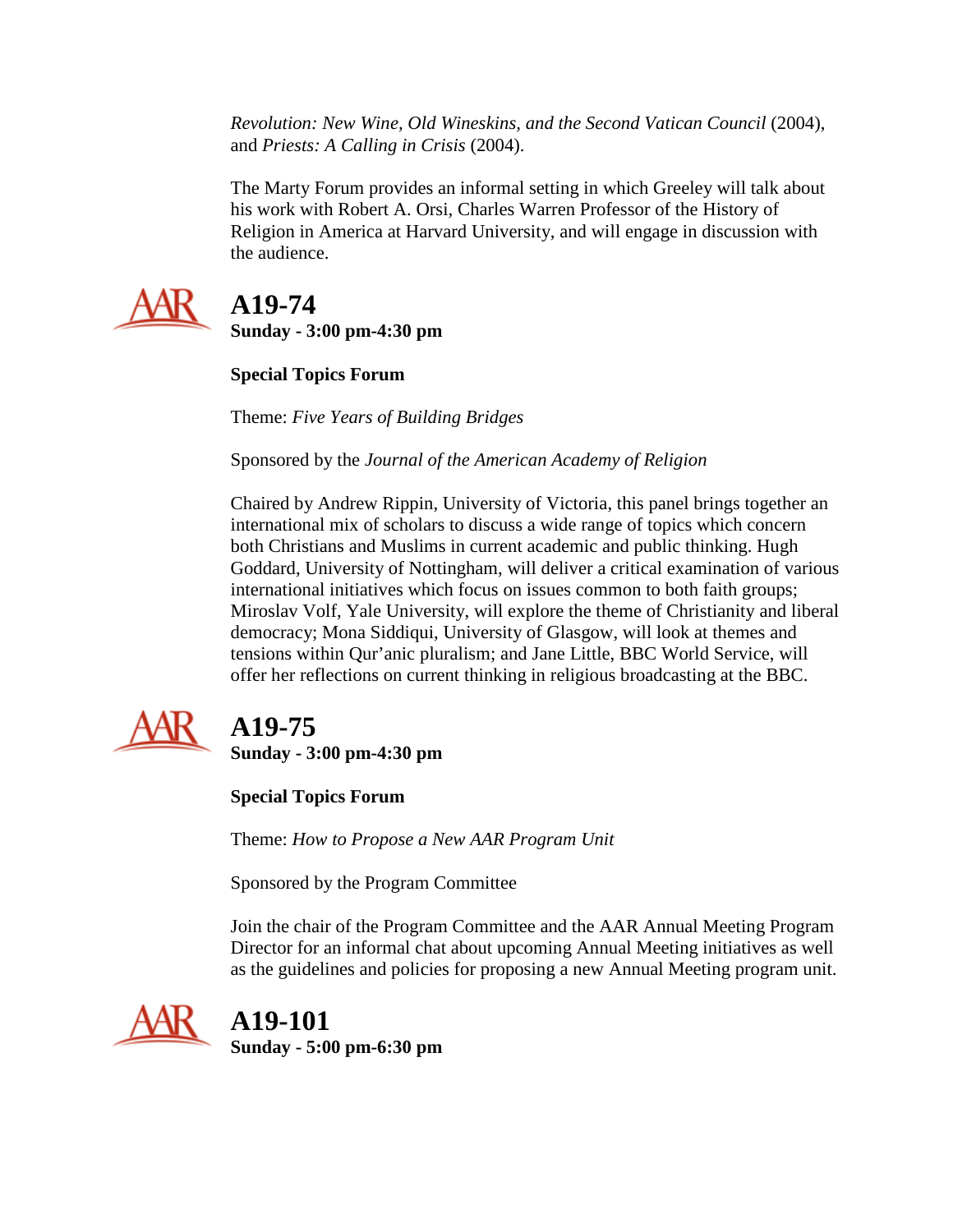*Revolution: New Wine, Old Wineskins, and the Second Vatican Council* (2004), and *Priests: A Calling in Crisis* (2004).

The Marty Forum provides an informal setting in which Greeley will talk about his work with Robert A. Orsi, Charles Warren Professor of the History of Religion in America at Harvard University, and will engage in discussion with the audience.

## A19-74

**Sunday - 3:00 pm-4:30 pm**

**Special Topics Forum**

Theme: *Five Years of Building Bridges*

Sponsored by the *Journal of the American Academy of Religion*

Chaired by Andrew Rippin, University of Victoria, this panel brings together an international mix of scholars to discuss a wide range of topics which concern both Christians and Muslims in current academic and public thinking. Hugh Goddard, University of Nottingham, will deliver a critical examination of various international initiatives which focus on issues common to both faith groups; Miroslav Volf, Yale University, will explore the theme of Christianity and liberal democracy; Mona Siddiqui, University of Glasgow, will look at themes and tensions within Qur'anic pluralism; and Jane Little, BBC World Service, will offer her reflections on current thinking in religious broadcasting at the BBC.

## A19-75

**Sunday - 3:00 pm-4:30 pm**

**Special Topics Forum**

Theme: *How to Propose a New AAR Program Unit*

Sponsored by the Program Committee

Join the chair of the Program Committee and the AAR Annual Meeting Program Director for an informal chat about upcoming Annual Meeting initiatives as well as the guidelines and policies for proposing a new Annual Meeting program unit.

## A19-101

**Sunday - 5:00 pm-6:30 pm**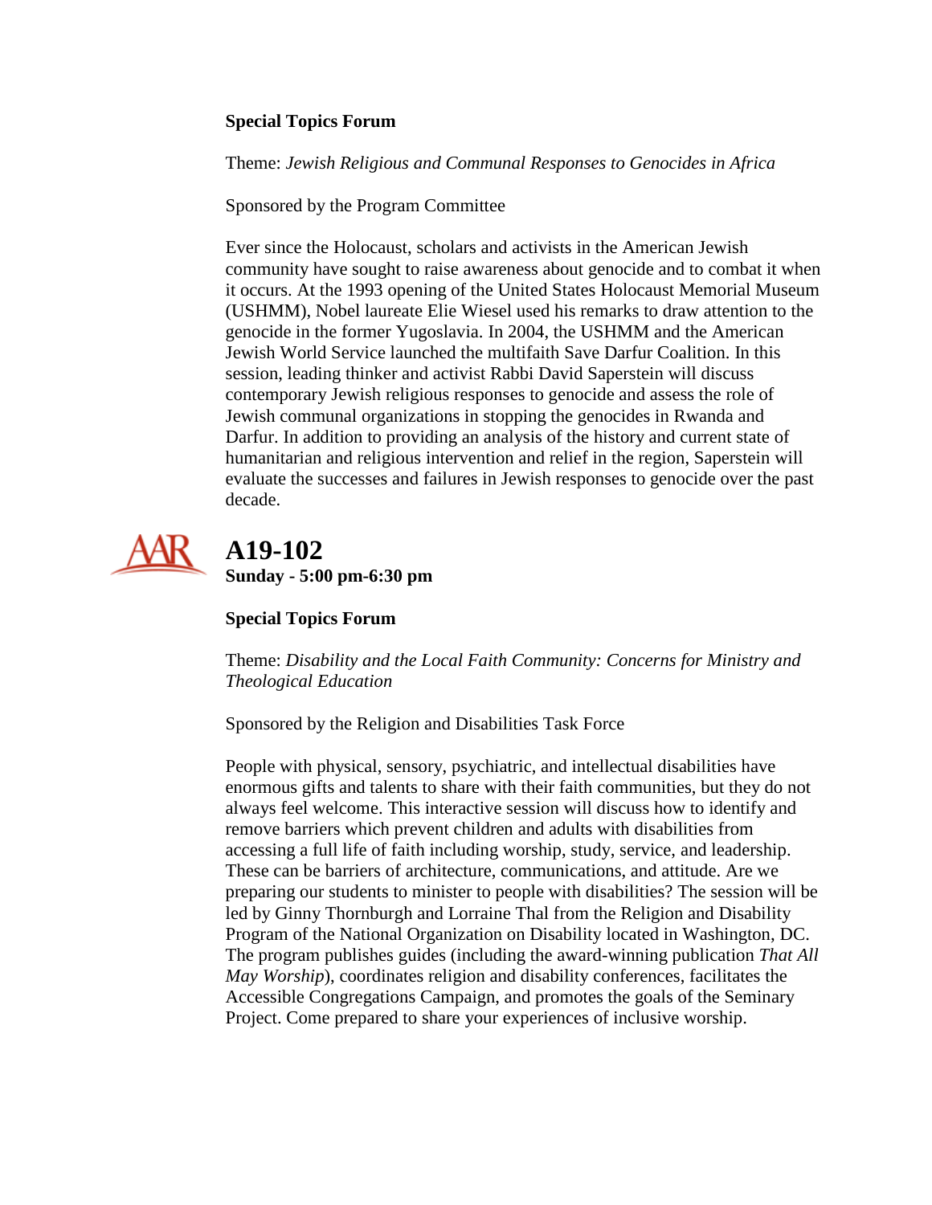**Special Topics Forum**

Theme: *Jewish Religious and Communal Responses to Genocides in Africa*

Sponsored by the Program Committee

Ever since the Holocaust, scholars and activists in the American Jewish community have sought to raise awareness about genocide and to combat it when it occurs. At the 1993 opening of the United States Holocaust Memorial Museum (USHMM), Nobel laureate Elie Wiesel used his remarks to draw attention to the genocide in the former Yugoslavia. In 2004, the USHMM and the American Jewish World Service launched the multifaith Save Darfur Coalition. In this session, leading thinker and activist Rabbi David Saperstein will discuss contemporary Jewish religious responses to genocide and assess the role of Jewish communal organizations in stopping the genocides in Rwanda and Darfur. In addition to providing an analysis of the history and current state of humanitarian and religious intervention and relief in the region, Saperstein will evaluate the successes and failures in Jewish responses to genocide over the past decade.

## A19-102

**Sunday - 5:00 pm-6:30 pm**

**Special Topics Forum**

Theme: *Disability and the Local Faith Community: Concerns for Ministry and Theological Education*

Sponsored by the Religion and Disabilities Task Force

People with physical, sensory, psychiatric, and intellectual disabilities have enormous gifts and talents to share with their faith communities, but they do not always feel welcome. This interactive session will discuss how to identify and remove barriers which prevent children and adults with disabilities from accessing a full life of faith including worship, study, service, and leadership. These can be barriers of architecture, communications, and attitude. Are we preparing our students to minister to people with disabilities? The session will be led by Ginny Thornburgh and Lorraine Thal from the Religion and Disability Program of the National Organization on Disability located in Washington, DC. The program publishes guides (including the award-winning publication *That All May Worship*), coordinates religion and disability conferences, facilitates the Accessible Congregations Campaign, and promotes the goals of the Seminary Project. Come prepared to share your experiences of inclusive worship.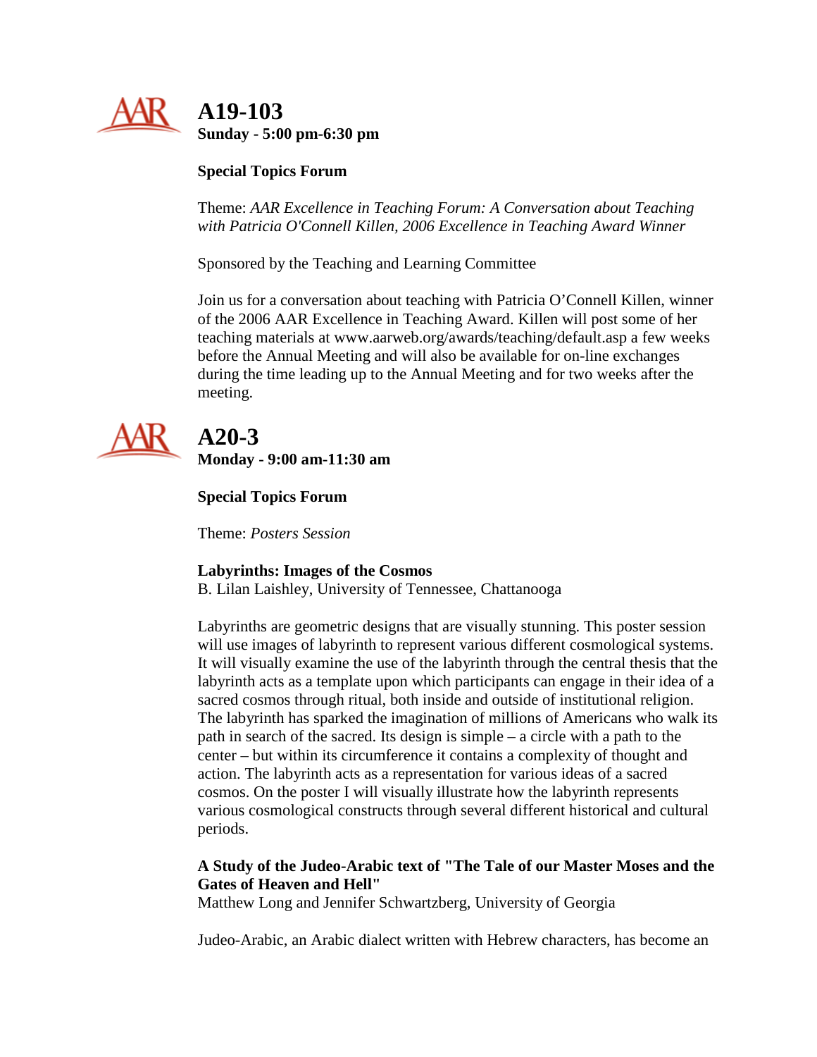## A19-103

**Sunday - 5:00 pm-6:30 pm**

**Special Topics Forum**

Theme: *AAR Excellence in Teaching Forum: A Conversation about Teaching with Patricia O'Connell Killen, 2006 Excellence in Teaching Award Winner*

Sponsored by the Teaching and Learning Committee

Join us for a conversation about teaching with Patricia O'Connell Killen, winner of the 2006 AAR Excellence in Teaching Award. Killen will post some of her teaching materials at www.aarweb.org/awards/teaching/default.asp a few weeks before the Annual Meeting and will also be available for on-line exchanges during the time leading up to the Annual Meeting and for two weeks after the meeting.

## A20-3

**Monday - 9:00 am-11:30 am**

**Special Topics Forum**

Theme: *Posters Session*

**Labyrinths: Images of the Cosmos**
B. Lilan Laishley, University of Tennessee, Chattanooga

Labyrinths are geometric designs that are visually stunning. This poster session will use images of labyrinth to represent various different cosmological systems. It will visually examine the use of the labyrinth through the central thesis that the labyrinth acts as a template upon which participants can engage in their idea of a sacred cosmos through ritual, both inside and outside of institutional religion. The labyrinth has sparked the imagination of millions of Americans who walk its path in search of the sacred. Its design is simple – a circle with a path to the center – but within its circumference it contains a complexity of thought and action. The labyrinth acts as a representation for various ideas of a sacred cosmos. On the poster I will visually illustrate how the labyrinth represents various cosmological constructs through several different historical and cultural periods.

**A Study of the Judeo-Arabic text of "The Tale of our Master Moses and the Gates of Heaven and Hell"**
Matthew Long and Jennifer Schwartzberg, University of Georgia

Judeo-Arabic, an Arabic dialect written with Hebrew characters, has become an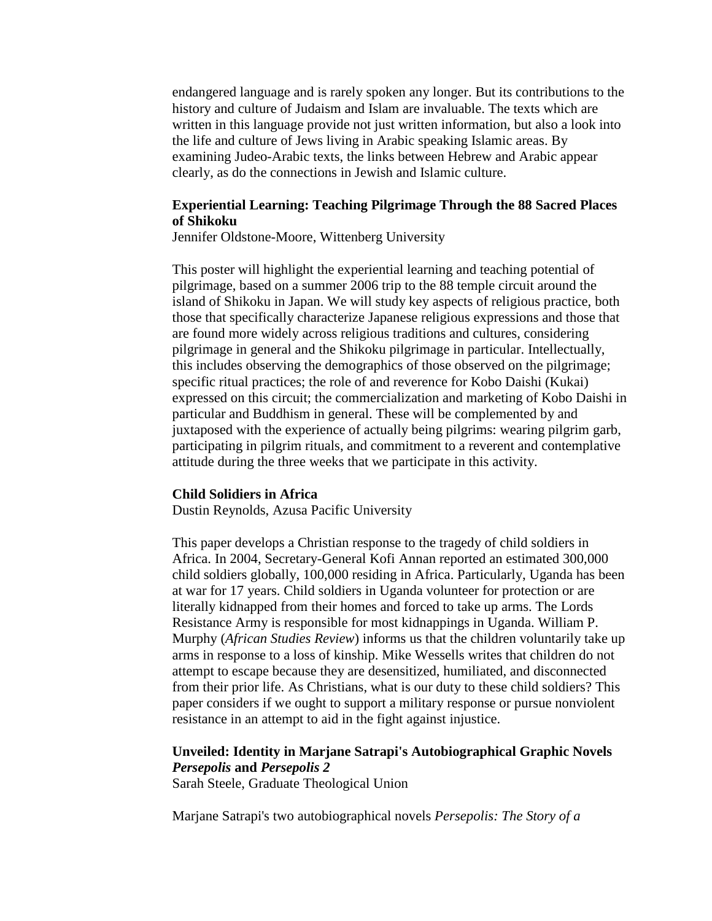endangered language and is rarely spoken any longer. But its contributions to the history and culture of Judaism and Islam are invaluable. The texts which are written in this language provide not just written information, but also a look into the life and culture of Jews living in Arabic speaking Islamic areas. By examining Judeo-Arabic texts, the links between Hebrew and Arabic appear clearly, as do the connections in Jewish and Islamic culture.

**Experiential Learning: Teaching Pilgrimage Through the 88 Sacred Places of Shikoku**
Jennifer Oldstone-Moore, Wittenberg University

This poster will highlight the experiential learning and teaching potential of pilgrimage, based on a summer 2006 trip to the 88 temple circuit around the island of Shikoku in Japan. We will study key aspects of religious practice, both those that specifically characterize Japanese religious expressions and those that are found more widely across religious traditions and cultures, considering pilgrimage in general and the Shikoku pilgrimage in particular. Intellectually, this includes observing the demographics of those observed on the pilgrimage; specific ritual practices; the role of and reverence for Kobo Daishi (Kukai) expressed on this circuit; the commercialization and marketing of Kobo Daishi in particular and Buddhism in general. These will be complemented by and juxtaposed with the experience of actually being pilgrims: wearing pilgrim garb, participating in pilgrim rituals, and commitment to a reverent and contemplative attitude during the three weeks that we participate in this activity.

**Child Solidiers in Africa**
Dustin Reynolds, Azusa Pacific University

This paper develops a Christian response to the tragedy of child soldiers in Africa. In 2004, Secretary-General Kofi Annan reported an estimated 300,000 child soldiers globally, 100,000 residing in Africa. Particularly, Uganda has been at war for 17 years. Child soldiers in Uganda volunteer for protection or are literally kidnapped from their homes and forced to take up arms. The Lords Resistance Army is responsible for most kidnappings in Uganda. William P. Murphy (*African Studies Review*) informs us that the children voluntarily take up arms in response to a loss of kinship. Mike Wessells writes that children do not attempt to escape because they are desensitized, humiliated, and disconnected from their prior life. As Christians, what is our duty to these child soldiers? This paper considers if we ought to support a military response or pursue nonviolent resistance in an attempt to aid in the fight against injustice.

**Unveiled: Identity in Marjane Satrapi's Autobiographical Graphic Novels *Persepolis* and *Persepolis 2***
Sarah Steele, Graduate Theological Union

Marjane Satrapi's two autobiographical novels *Persepolis: The Story of a*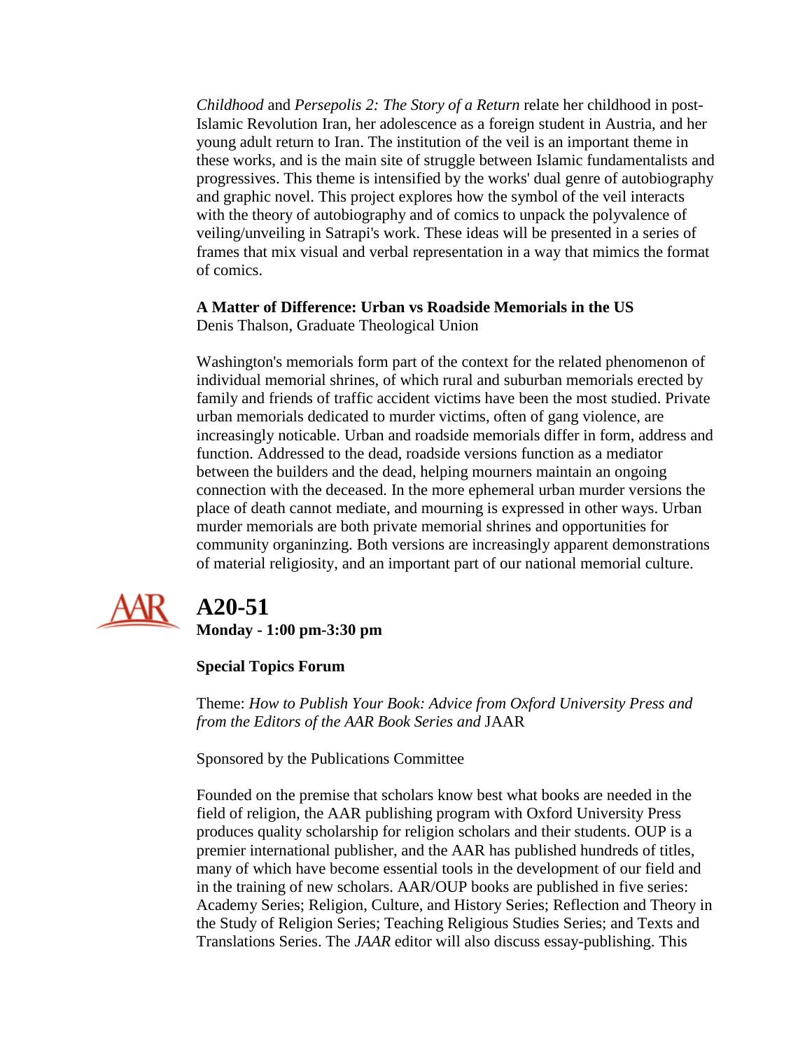*Childhood* and *Persepolis 2: The Story of a Return* relate her childhood in post-Islamic Revolution Iran, her adolescence as a foreign student in Austria, and her young adult return to Iran. The institution of the veil is an important theme in these works, and is the main site of struggle between Islamic fundamentalists and progressives. This theme is intensified by the works' dual genre of autobiography and graphic novel. This project explores how the symbol of the veil interacts with the theory of autobiography and of comics to unpack the polyvalence of veiling/unveiling in Satrapi's work. These ideas will be presented in a series of frames that mix visual and verbal representation in a way that mimics the format of comics.

**A Matter of Difference: Urban vs Roadside Memorials in the US**
Denis Thalson, Graduate Theological Union

Washington's memorials form part of the context for the related phenomenon of individual memorial shrines, of which rural and suburban memorials erected by family and friends of traffic accident victims have been the most studied. Private urban memorials dedicated to murder victims, often of gang violence, are increasingly noticable. Urban and roadside memorials differ in form, address and function. Addressed to the dead, roadside versions function as a mediator between the builders and the dead, helping mourners maintain an ongoing connection with the deceased. In the more ephemeral urban murder versions the place of death cannot mediate, and mourning is expressed in other ways. Urban murder memorials are both private memorial shrines and opportunities for community organinzing. Both versions are increasingly apparent demonstrations of material religiosity, and an important part of our national memorial culture.

## A20-51

**Monday - 1:00 pm-3:30 pm**

**Special Topics Forum**

Theme: *How to Publish Your Book: Advice from Oxford University Press and from the Editors of the AAR Book Series and* JAAR

Sponsored by the Publications Committee

Founded on the premise that scholars know best what books are needed in the field of religion, the AAR publishing program with Oxford University Press produces quality scholarship for religion scholars and their students. OUP is a premier international publisher, and the AAR has published hundreds of titles, many of which have become essential tools in the development of our field and in the training of new scholars. AAR/OUP books are published in five series: Academy Series; Religion, Culture, and History Series; Reflection and Theory in the Study of Religion Series; Teaching Religious Studies Series; and Texts and Translations Series. The *JAAR* editor will also discuss essay-publishing. This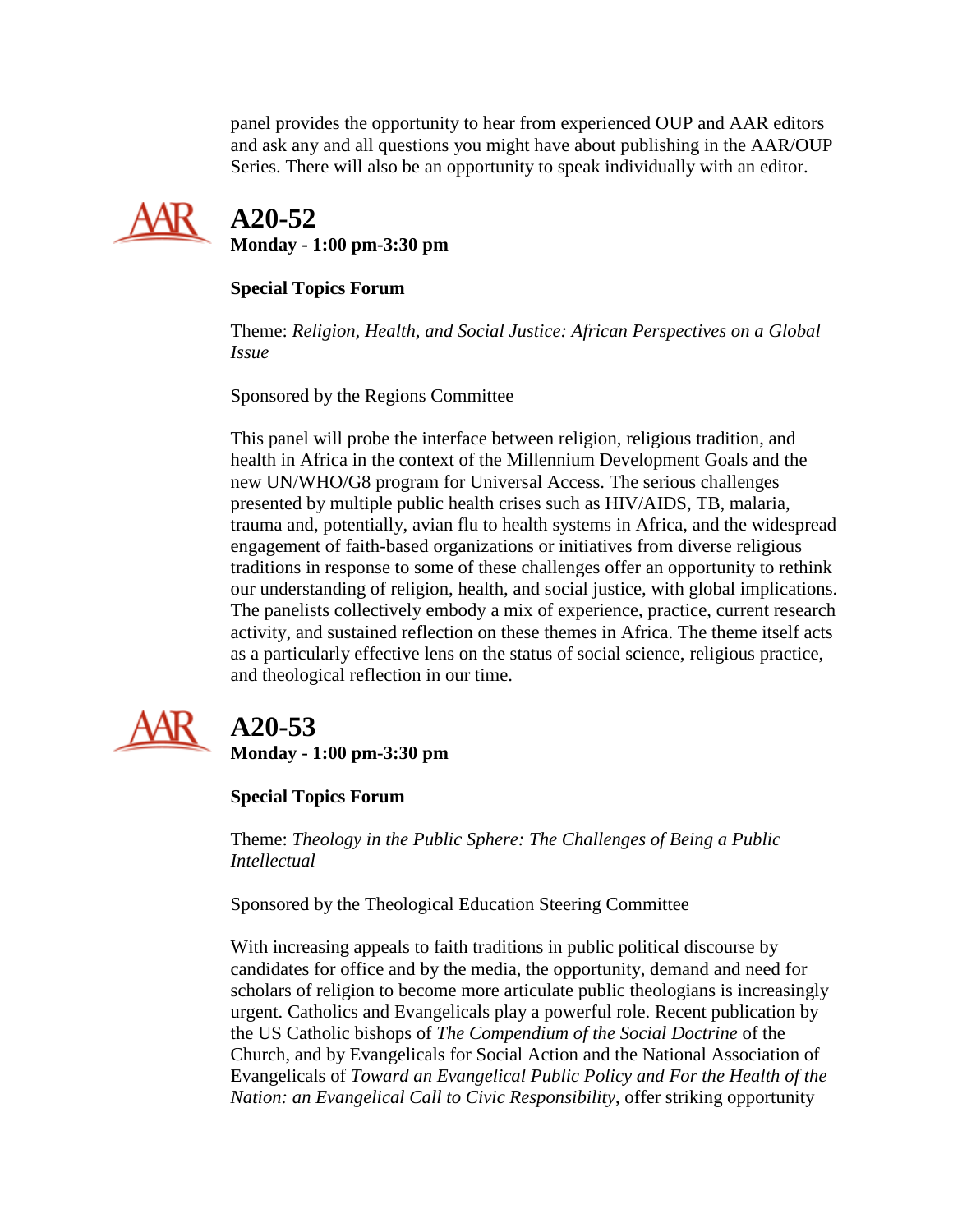panel provides the opportunity to hear from experienced OUP and AAR editors and ask any and all questions you might have about publishing in the AAR/OUP Series. There will also be an opportunity to speak individually with an editor.

## A20-52

**Monday - 1:00 pm-3:30 pm**

**Special Topics Forum**

Theme: *Religion, Health, and Social Justice: African Perspectives on a Global Issue*

Sponsored by the Regions Committee

This panel will probe the interface between religion, religious tradition, and health in Africa in the context of the Millennium Development Goals and the new UN/WHO/G8 program for Universal Access. The serious challenges presented by multiple public health crises such as HIV/AIDS, TB, malaria, trauma and, potentially, avian flu to health systems in Africa, and the widespread engagement of faith-based organizations or initiatives from diverse religious traditions in response to some of these challenges offer an opportunity to rethink our understanding of religion, health, and social justice, with global implications. The panelists collectively embody a mix of experience, practice, current research activity, and sustained reflection on these themes in Africa. The theme itself acts as a particularly effective lens on the status of social science, religious practice, and theological reflection in our time.

## A20-53

**Monday - 1:00 pm-3:30 pm**

**Special Topics Forum**

Theme: *Theology in the Public Sphere: The Challenges of Being a Public Intellectual*

Sponsored by the Theological Education Steering Committee

With increasing appeals to faith traditions in public political discourse by candidates for office and by the media, the opportunity, demand and need for scholars of religion to become more articulate public theologians is increasingly urgent. Catholics and Evangelicals play a powerful role. Recent publication by the US Catholic bishops of *The Compendium of the Social Doctrine* of the Church, and by Evangelicals for Social Action and the National Association of Evangelicals of *Toward an Evangelical Public Policy and For the Health of the Nation: an Evangelical Call to Civic Responsibility*, offer striking opportunity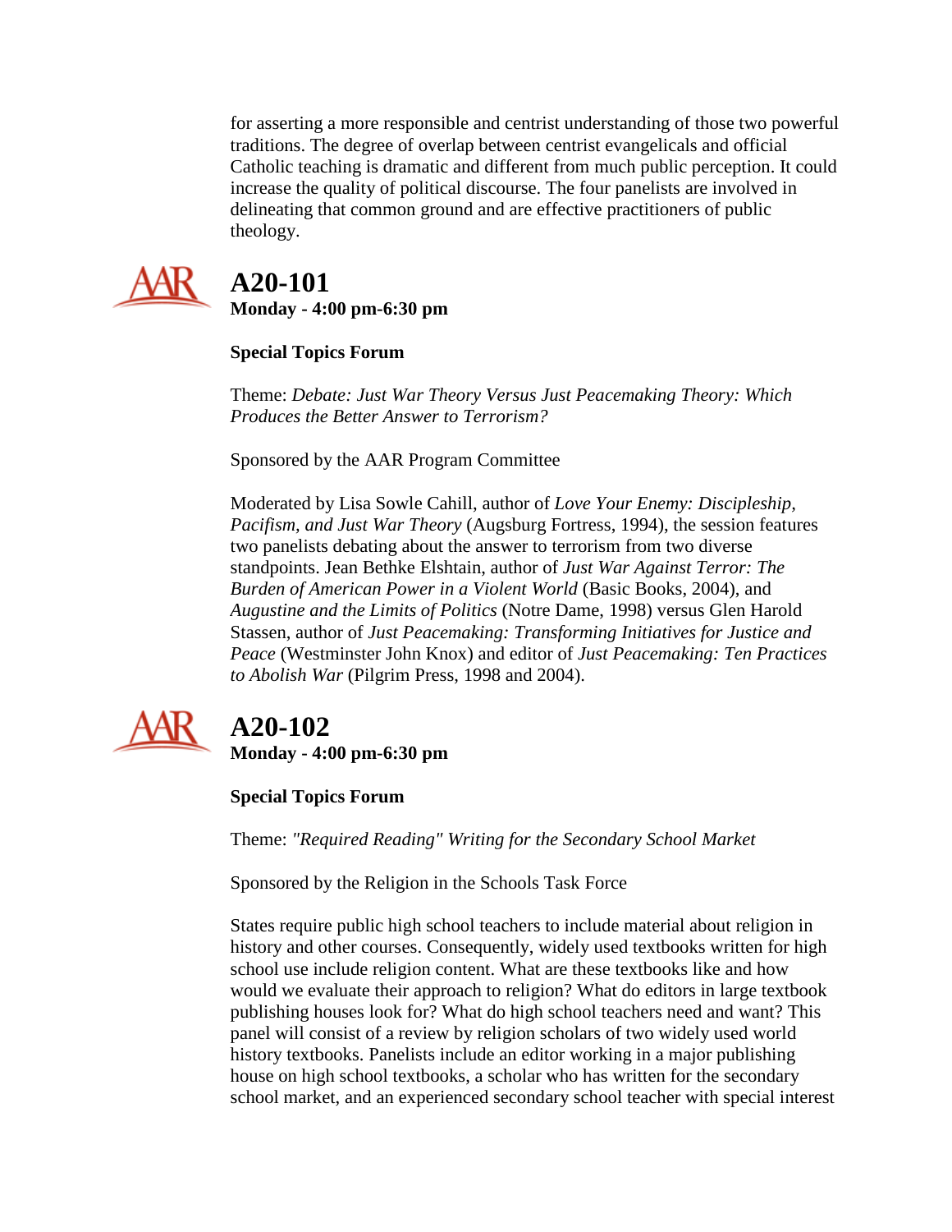for asserting a more responsible and centrist understanding of those two powerful traditions. The degree of overlap between centrist evangelicals and official Catholic teaching is dramatic and different from much public perception. It could increase the quality of political discourse. The four panelists are involved in delineating that common ground and are effective practitioners of public theology.

## A20-101

**Monday - 4:00 pm-6:30 pm**

**Special Topics Forum**

Theme: *Debate: Just War Theory Versus Just Peacemaking Theory: Which Produces the Better Answer to Terrorism?*

Sponsored by the AAR Program Committee

Moderated by Lisa Sowle Cahill, author of *Love Your Enemy: Discipleship, Pacifism, and Just War Theory* (Augsburg Fortress, 1994), the session features two panelists debating about the answer to terrorism from two diverse standpoints. Jean Bethke Elshtain, author of *Just War Against Terror: The Burden of American Power in a Violent World* (Basic Books, 2004), and *Augustine and the Limits of Politics* (Notre Dame, 1998) versus Glen Harold Stassen, author of *Just Peacemaking: Transforming Initiatives for Justice and Peace* (Westminster John Knox) and editor of *Just Peacemaking: Ten Practices to Abolish War* (Pilgrim Press, 1998 and 2004).

## A20-102

**Monday - 4:00 pm-6:30 pm**

**Special Topics Forum**

Theme: *"Required Reading" Writing for the Secondary School Market*

Sponsored by the Religion in the Schools Task Force

States require public high school teachers to include material about religion in history and other courses. Consequently, widely used textbooks written for high school use include religion content. What are these textbooks like and how would we evaluate their approach to religion? What do editors in large textbook publishing houses look for? What do high school teachers need and want? This panel will consist of a review by religion scholars of two widely used world history textbooks. Panelists include an editor working in a major publishing house on high school textbooks, a scholar who has written for the secondary school market, and an experienced secondary school teacher with special interest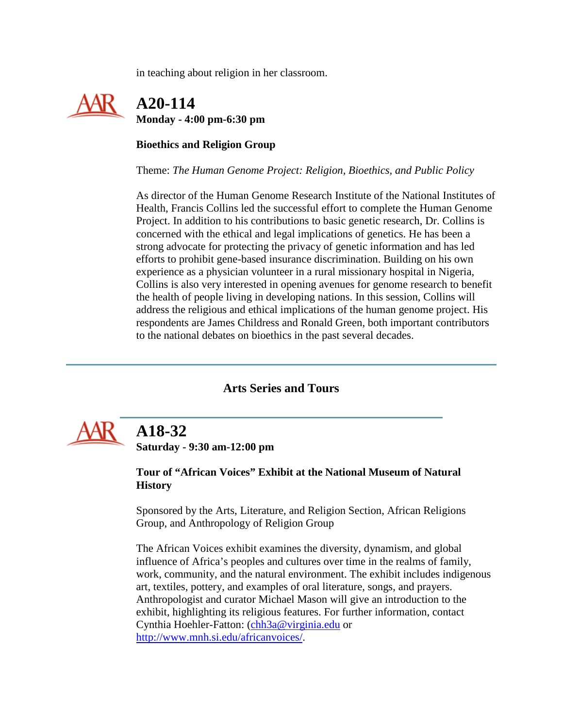in teaching about religion in her classroom.

## A20-114

**Monday - 4:00 pm-6:30 pm**

**Bioethics and Religion Group**

Theme: *The Human Genome Project: Religion, Bioethics, and Public Policy*

As director of the Human Genome Research Institute of the National Institutes of Health, Francis Collins led the successful effort to complete the Human Genome Project. In addition to his contributions to basic genetic research, Dr. Collins is concerned with the ethical and legal implications of genetics. He has been a strong advocate for protecting the privacy of genetic information and has led efforts to prohibit gene-based insurance discrimination. Building on his own experience as a physician volunteer in a rural missionary hospital in Nigeria, Collins is also very interested in opening avenues for genome research to benefit the health of people living in developing nations. In this session, Collins will address the religious and ethical implications of the human genome project. His respondents are James Childress and Ronald Green, both important contributors to the national debates on bioethics in the past several decades.

---

### Arts Series and Tours

---

## A18-32

**Saturday - 9:30 am-12:00 pm**

**Tour of "African Voices" Exhibit at the National Museum of Natural History**

Sponsored by the Arts, Literature, and Religion Section, African Religions Group, and Anthropology of Religion Group

The African Voices exhibit examines the diversity, dynamism, and global influence of Africa's peoples and cultures over time in the realms of family, work, community, and the natural environment. The exhibit includes indigenous art, textiles, pottery, and examples of oral literature, songs, and prayers. Anthropologist and curator Michael Mason will give an introduction to the exhibit, highlighting its religious features. For further information, contact Cynthia Hoehler-Fatton: (chh3a@virginia.edu or http://www.mnh.si.edu/africanvoices/.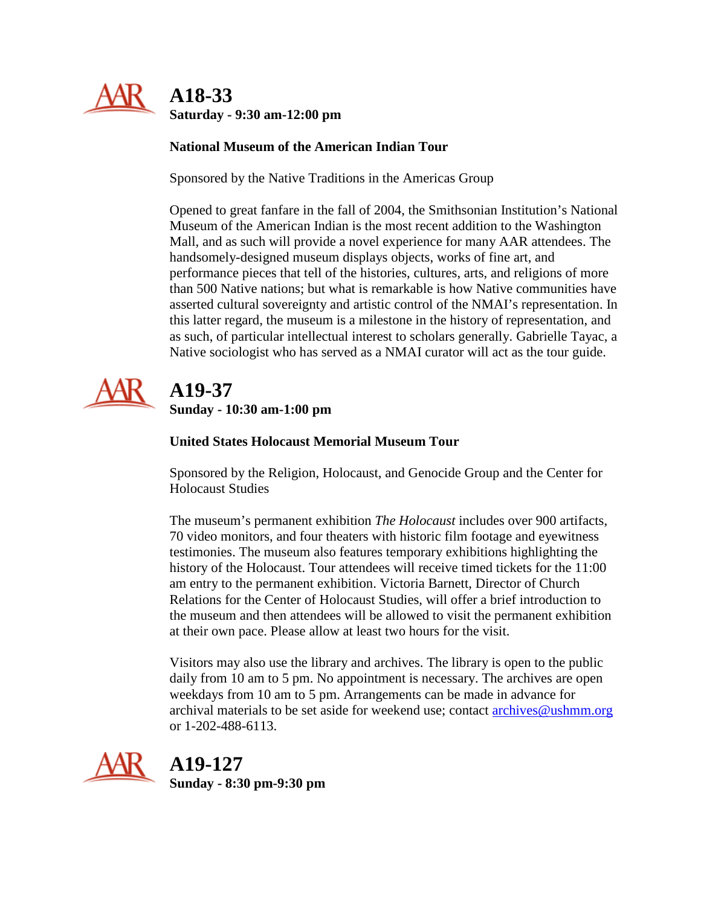## A18-33

**Saturday - 9:30 am-12:00 pm**

**National Museum of the American Indian Tour**

Sponsored by the Native Traditions in the Americas Group

Opened to great fanfare in the fall of 2004, the Smithsonian Institution's National Museum of the American Indian is the most recent addition to the Washington Mall, and as such will provide a novel experience for many AAR attendees. The handsomely-designed museum displays objects, works of fine art, and performance pieces that tell of the histories, cultures, arts, and religions of more than 500 Native nations; but what is remarkable is how Native communities have asserted cultural sovereignty and artistic control of the NMAI's representation. In this latter regard, the museum is a milestone in the history of representation, and as such, of particular intellectual interest to scholars generally. Gabrielle Tayac, a Native sociologist who has served as a NMAI curator will act as the tour guide.

## A19-37

**Sunday - 10:30 am-1:00 pm**

**United States Holocaust Memorial Museum Tour**

Sponsored by the Religion, Holocaust, and Genocide Group and the Center for Holocaust Studies

The museum's permanent exhibition *The Holocaust* includes over 900 artifacts, 70 video monitors, and four theaters with historic film footage and eyewitness testimonies. The museum also features temporary exhibitions highlighting the history of the Holocaust. Tour attendees will receive timed tickets for the 11:00 am entry to the permanent exhibition. Victoria Barnett, Director of Church Relations for the Center of Holocaust Studies, will offer a brief introduction to the museum and then attendees will be allowed to visit the permanent exhibition at their own pace. Please allow at least two hours for the visit.

Visitors may also use the library and archives. The library is open to the public daily from 10 am to 5 pm. No appointment is necessary. The archives are open weekdays from 10 am to 5 pm. Arrangements can be made in advance for archival materials to be set aside for weekend use; contact archives@ushmm.org or 1-202-488-6113.

## A19-127

**Sunday - 8:30 pm-9:30 pm**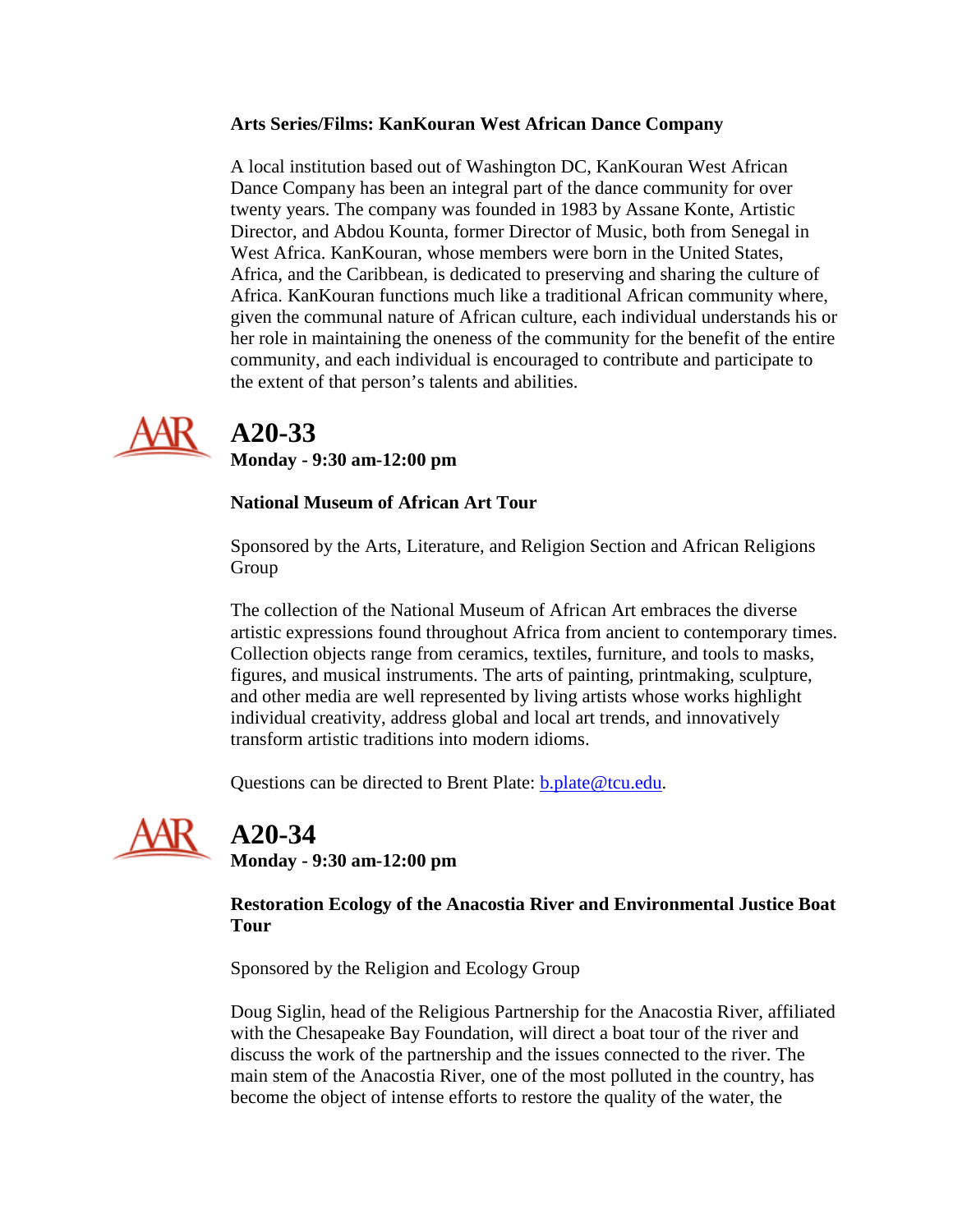**Arts Series/Films: KanKouran West African Dance Company**

A local institution based out of Washington DC, KanKouran West African Dance Company has been an integral part of the dance community for over twenty years. The company was founded in 1983 by Assane Konte, Artistic Director, and Abdou Kounta, former Director of Music, both from Senegal in West Africa. KanKouran, whose members were born in the United States, Africa, and the Caribbean, is dedicated to preserving and sharing the culture of Africa. KanKouran functions much like a traditional African community where, given the communal nature of African culture, each individual understands his or her role in maintaining the oneness of the community for the benefit of the entire community, and each individual is encouraged to contribute and participate to the extent of that person's talents and abilities.

# A20-33

**Monday - 9:30 am-12:00 pm**

**National Museum of African Art Tour**

Sponsored by the Arts, Literature, and Religion Section and African Religions Group

The collection of the National Museum of African Art embraces the diverse artistic expressions found throughout Africa from ancient to contemporary times. Collection objects range from ceramics, textiles, furniture, and tools to masks, figures, and musical instruments. The arts of painting, printmaking, sculpture, and other media are well represented by living artists whose works highlight individual creativity, address global and local art trends, and innovatively transform artistic traditions into modern idioms.

Questions can be directed to Brent Plate: b.plate@tcu.edu.

# A20-34

**Monday - 9:30 am-12:00 pm**

**Restoration Ecology of the Anacostia River and Environmental Justice Boat Tour**

Sponsored by the Religion and Ecology Group

Doug Siglin, head of the Religious Partnership for the Anacostia River, affiliated with the Chesapeake Bay Foundation, will direct a boat tour of the river and discuss the work of the partnership and the issues connected to the river. The main stem of the Anacostia River, one of the most polluted in the country, has become the object of intense efforts to restore the quality of the water, the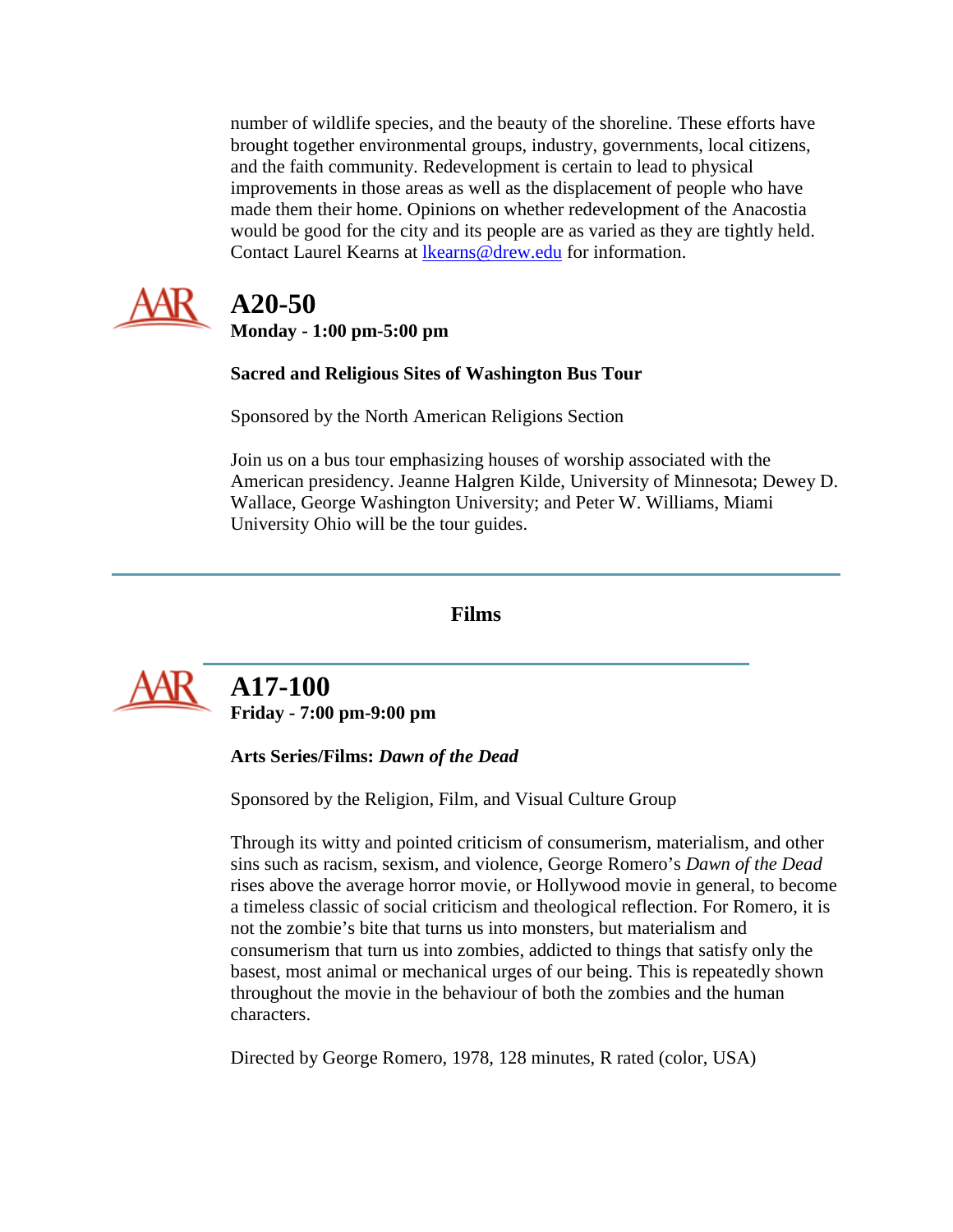number of wildlife species, and the beauty of the shoreline. These efforts have brought together environmental groups, industry, governments, local citizens, and the faith community. Redevelopment is certain to lead to physical improvements in those areas as well as the displacement of people who have made them their home. Opinions on whether redevelopment of the Anacostia would be good for the city and its people are as varied as they are tightly held. Contact Laurel Kearns at lkearns@drew.edu for information.

## A20-50

**Monday - 1:00 pm-5:00 pm**

**Sacred and Religious Sites of Washington Bus Tour**

Sponsored by the North American Religions Section

Join us on a bus tour emphasizing houses of worship associated with the American presidency. Jeanne Halgren Kilde, University of Minnesota; Dewey D. Wallace, George Washington University; and Peter W. Williams, Miami University Ohio will be the tour guides.

---

# Films

## A17-100

**Friday - 7:00 pm-9:00 pm**

**Arts Series/Films: *Dawn of the Dead***

Sponsored by the Religion, Film, and Visual Culture Group

Through its witty and pointed criticism of consumerism, materialism, and other sins such as racism, sexism, and violence, George Romero's *Dawn of the Dead* rises above the average horror movie, or Hollywood movie in general, to become a timeless classic of social criticism and theological reflection. For Romero, it is not the zombie's bite that turns us into monsters, but materialism and consumerism that turn us into zombies, addicted to things that satisfy only the basest, most animal or mechanical urges of our being. This is repeatedly shown throughout the movie in the behaviour of both the zombies and the human characters.

Directed by George Romero, 1978, 128 minutes, R rated (color, USA)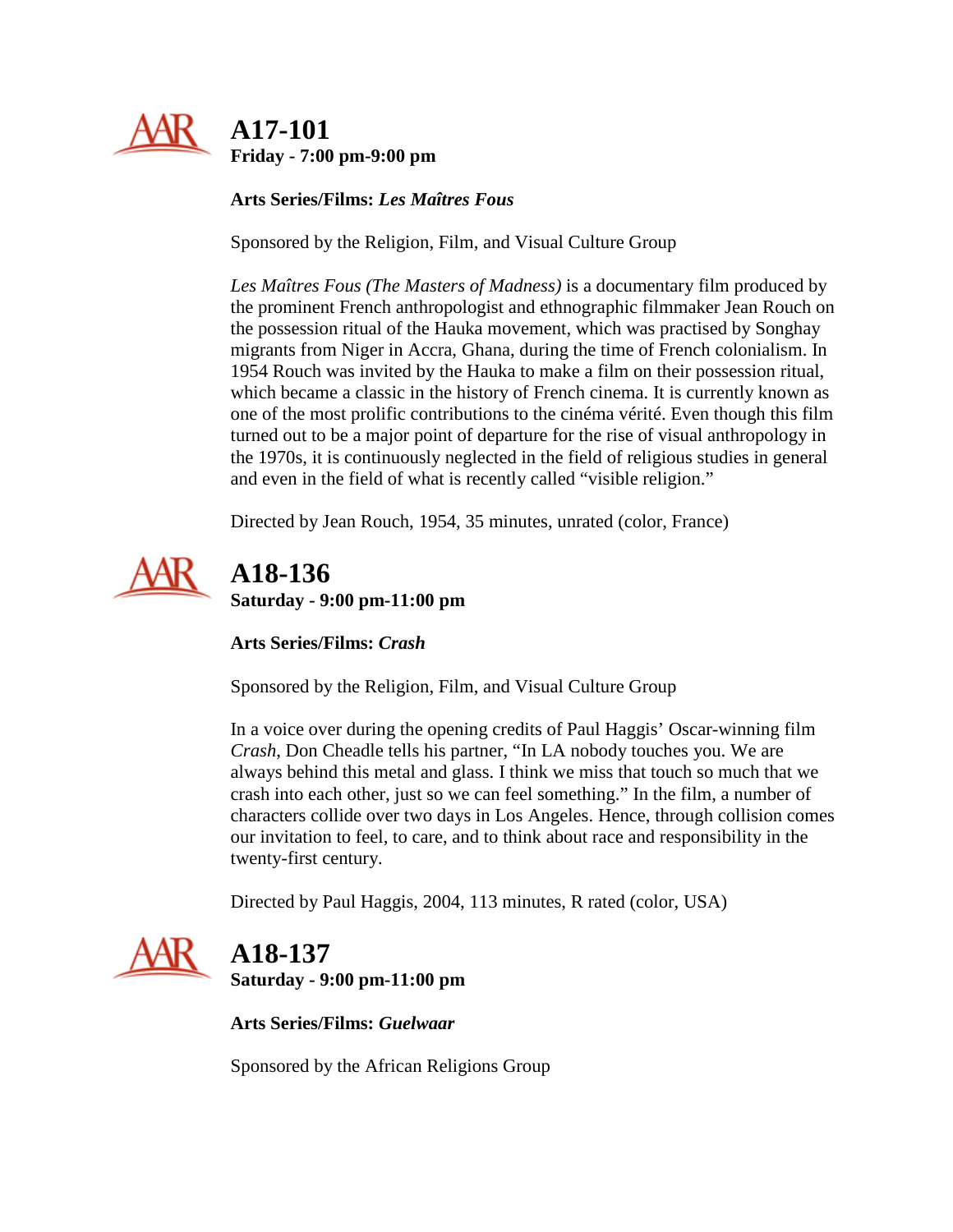## A17-101
**Friday - 7:00 pm-9:00 pm**

**Arts Series/Films: *Les Maîtres Fous***

Sponsored by the Religion, Film, and Visual Culture Group

*Les Maîtres Fous (The Masters of Madness)* is a documentary film produced by the prominent French anthropologist and ethnographic filmmaker Jean Rouch on the possession ritual of the Hauka movement, which was practised by Songhay migrants from Niger in Accra, Ghana, during the time of French colonialism. In 1954 Rouch was invited by the Hauka to make a film on their possession ritual, which became a classic in the history of French cinema. It is currently known as one of the most prolific contributions to the cinéma vérité. Even though this film turned out to be a major point of departure for the rise of visual anthropology in the 1970s, it is continuously neglected in the field of religious studies in general and even in the field of what is recently called "visible religion."

Directed by Jean Rouch, 1954, 35 minutes, unrated (color, France)

## A18-136
**Saturday - 9:00 pm-11:00 pm**

**Arts Series/Films: *Crash***

Sponsored by the Religion, Film, and Visual Culture Group

In a voice over during the opening credits of Paul Haggis' Oscar-winning film *Crash*, Don Cheadle tells his partner, "In LA nobody touches you. We are always behind this metal and glass. I think we miss that touch so much that we crash into each other, just so we can feel something." In the film, a number of characters collide over two days in Los Angeles. Hence, through collision comes our invitation to feel, to care, and to think about race and responsibility in the twenty-first century.

Directed by Paul Haggis, 2004, 113 minutes, R rated (color, USA)

## A18-137
**Saturday - 9:00 pm-11:00 pm**

**Arts Series/Films: *Guelwaar***

Sponsored by the African Religions Group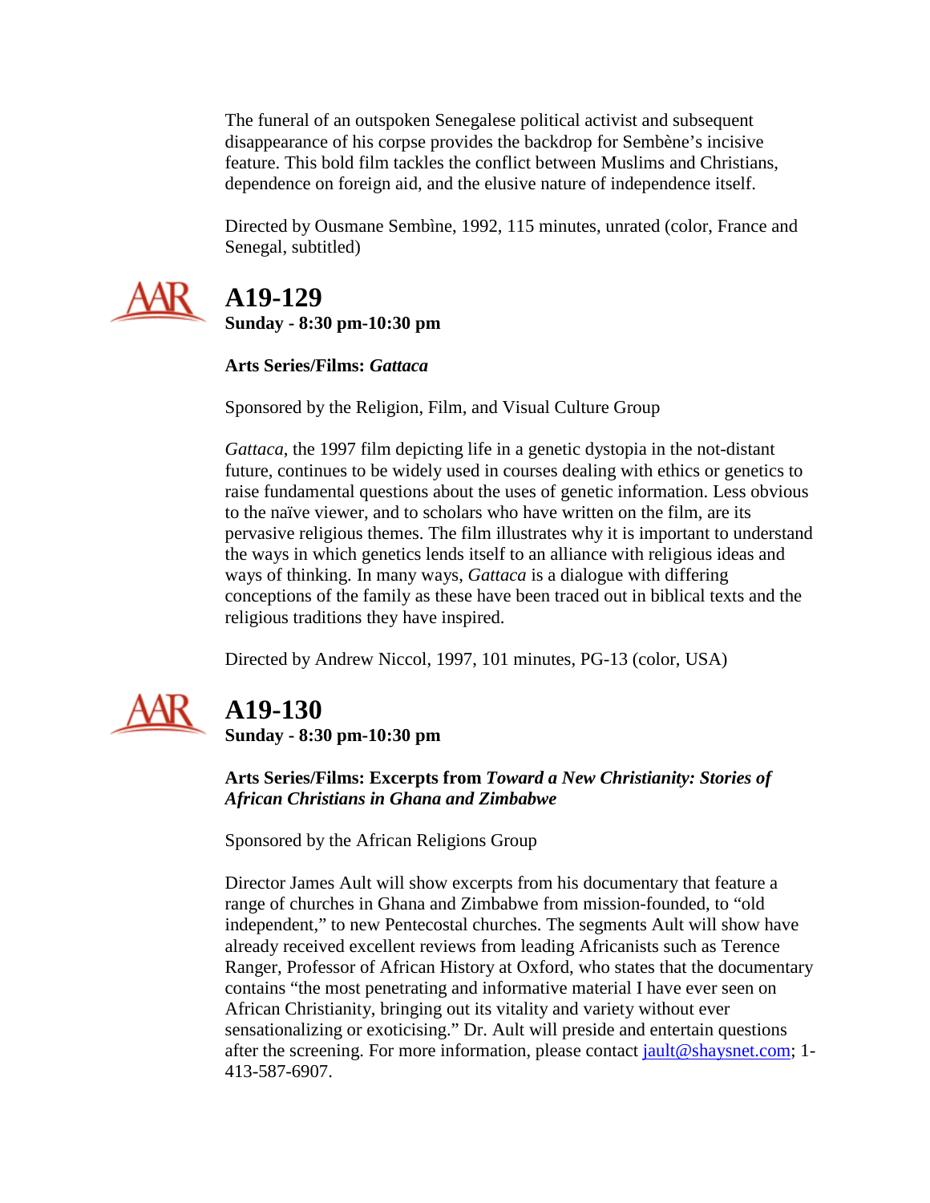The funeral of an outspoken Senegalese political activist and subsequent disappearance of his corpse provides the backdrop for Sembène's incisive feature. This bold film tackles the conflict between Muslims and Christians, dependence on foreign aid, and the elusive nature of independence itself.

Directed by Ousmane Sembìne, 1992, 115 minutes, unrated (color, France and Senegal, subtitled)

## A19-129

**Sunday - 8:30 pm-10:30 pm**

**Arts Series/Films: *Gattaca***

Sponsored by the Religion, Film, and Visual Culture Group

*Gattaca*, the 1997 film depicting life in a genetic dystopia in the not-distant future, continues to be widely used in courses dealing with ethics or genetics to raise fundamental questions about the uses of genetic information. Less obvious to the naïve viewer, and to scholars who have written on the film, are its pervasive religious themes. The film illustrates why it is important to understand the ways in which genetics lends itself to an alliance with religious ideas and ways of thinking. In many ways, *Gattaca* is a dialogue with differing conceptions of the family as these have been traced out in biblical texts and the religious traditions they have inspired.

Directed by Andrew Niccol, 1997, 101 minutes, PG-13 (color, USA)

## A19-130

**Sunday - 8:30 pm-10:30 pm**

**Arts Series/Films: Excerpts from *Toward a New Christianity: Stories of African Christians in Ghana and Zimbabwe***

Sponsored by the African Religions Group

Director James Ault will show excerpts from his documentary that feature a range of churches in Ghana and Zimbabwe from mission-founded, to "old independent," to new Pentecostal churches. The segments Ault will show have already received excellent reviews from leading Africanists such as Terence Ranger, Professor of African History at Oxford, who states that the documentary contains "the most penetrating and informative material I have ever seen on African Christianity, bringing out its vitality and variety without ever sensationalizing or exoticising." Dr. Ault will preside and entertain questions after the screening. For more information, please contact jault@shaysnet.com; 1-413-587-6907.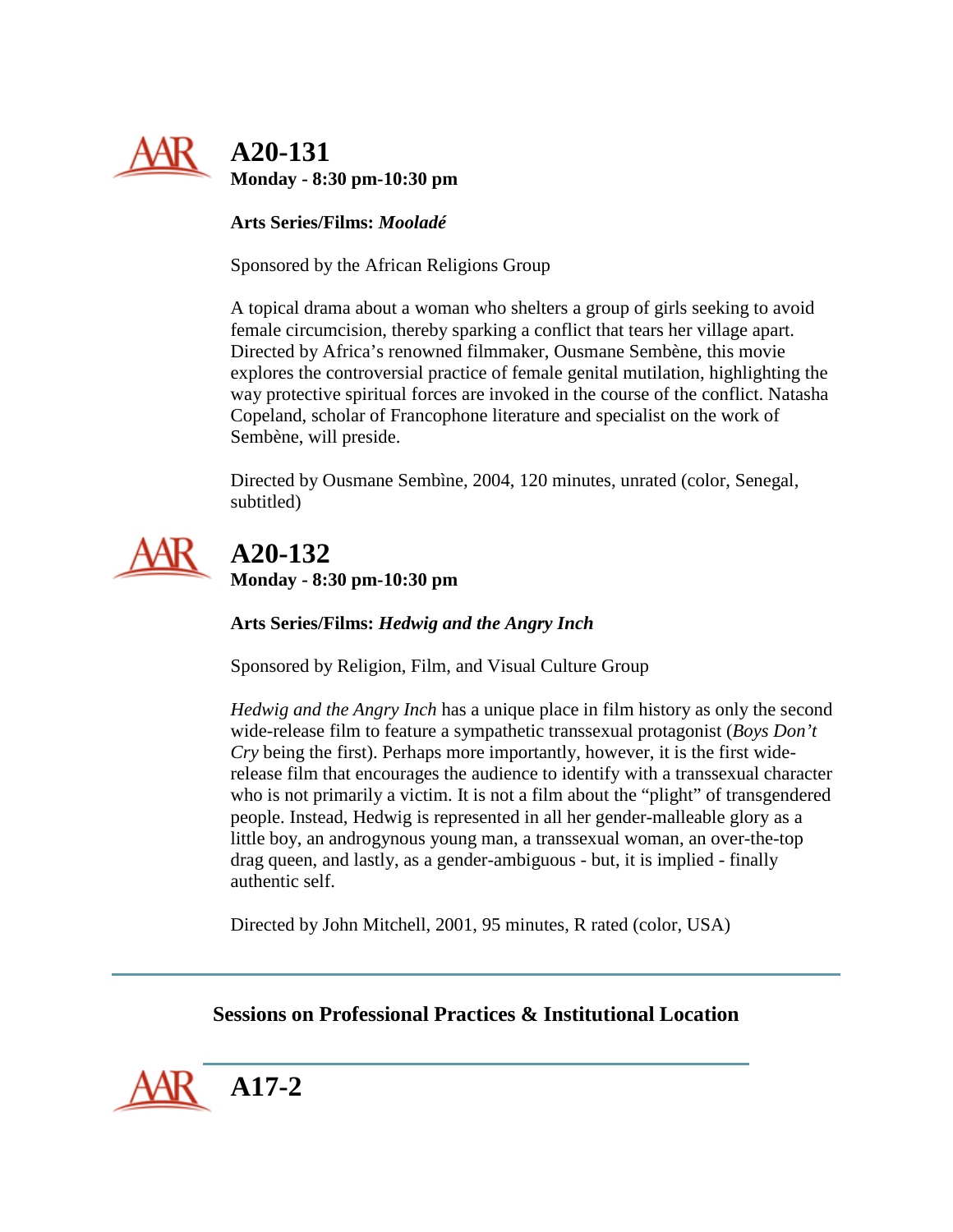## A20-131

**Monday - 8:30 pm-10:30 pm**

**Arts Series/Films: *Mooladé***

Sponsored by the African Religions Group

A topical drama about a woman who shelters a group of girls seeking to avoid female circumcision, thereby sparking a conflict that tears her village apart. Directed by Africa's renowned filmmaker, Ousmane Sembène, this movie explores the controversial practice of female genital mutilation, highlighting the way protective spiritual forces are invoked in the course of the conflict. Natasha Copeland, scholar of Francophone literature and specialist on the work of Sembène, will preside.

Directed by Ousmane Sembìne, 2004, 120 minutes, unrated (color, Senegal, subtitled)

## A20-132

**Monday - 8:30 pm-10:30 pm**

**Arts Series/Films: *Hedwig and the Angry Inch***

Sponsored by Religion, Film, and Visual Culture Group

*Hedwig and the Angry Inch* has a unique place in film history as only the second wide-release film to feature a sympathetic transsexual protagonist (*Boys Don't Cry* being the first). Perhaps more importantly, however, it is the first wide-release film that encourages the audience to identify with a transsexual character who is not primarily a victim. It is not a film about the "plight" of transgendered people. Instead, Hedwig is represented in all her gender-malleable glory as a little boy, an androgynous young man, a transsexual woman, an over-the-top drag queen, and lastly, as a gender-ambiguous - but, it is implied - finally authentic self.

Directed by John Mitchell, 2001, 95 minutes, R rated (color, USA)

---

### Sessions on Professional Practices & Institutional Location

---

## A17-2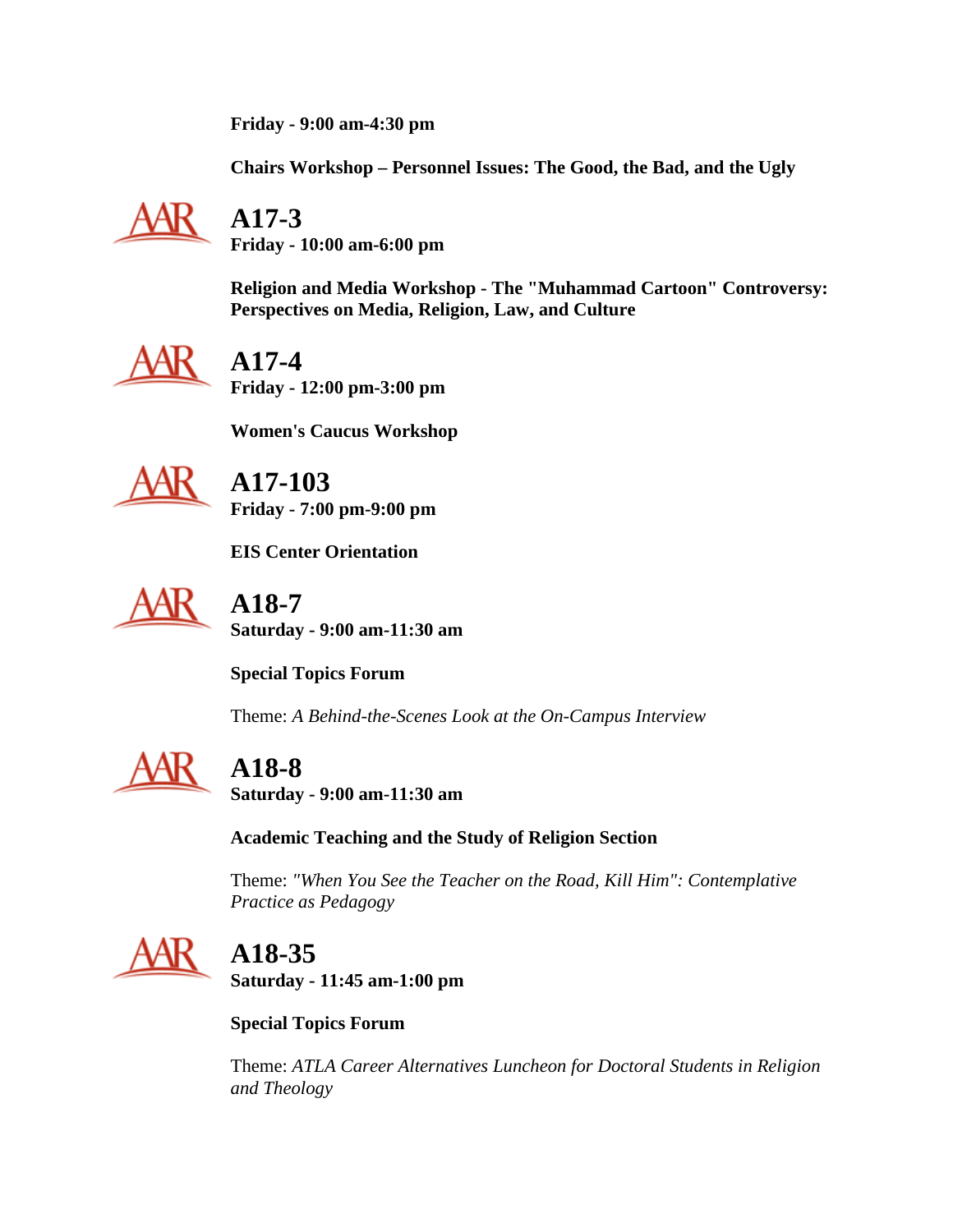**Friday - 9:00 am-4:30 pm**

**Chairs Workshop – Personnel Issues: The Good, the Bad, and the Ugly**

## A17-3

**Friday - 10:00 am-6:00 pm**

**Religion and Media Workshop - The "Muhammad Cartoon" Controversy: Perspectives on Media, Religion, Law, and Culture**

## A17-4

**Friday - 12:00 pm-3:00 pm**

**Women's Caucus Workshop**

## A17-103

**Friday - 7:00 pm-9:00 pm**

**EIS Center Orientation**

## A18-7

**Saturday - 9:00 am-11:30 am**

**Special Topics Forum**

Theme: *A Behind-the-Scenes Look at the On-Campus Interview*

## A18-8

**Saturday - 9:00 am-11:30 am**

**Academic Teaching and the Study of Religion Section**

Theme: *"When You See the Teacher on the Road, Kill Him": Contemplative Practice as Pedagogy*

## A18-35

**Saturday - 11:45 am-1:00 pm**

**Special Topics Forum**

Theme: *ATLA Career Alternatives Luncheon for Doctoral Students in Religion and Theology*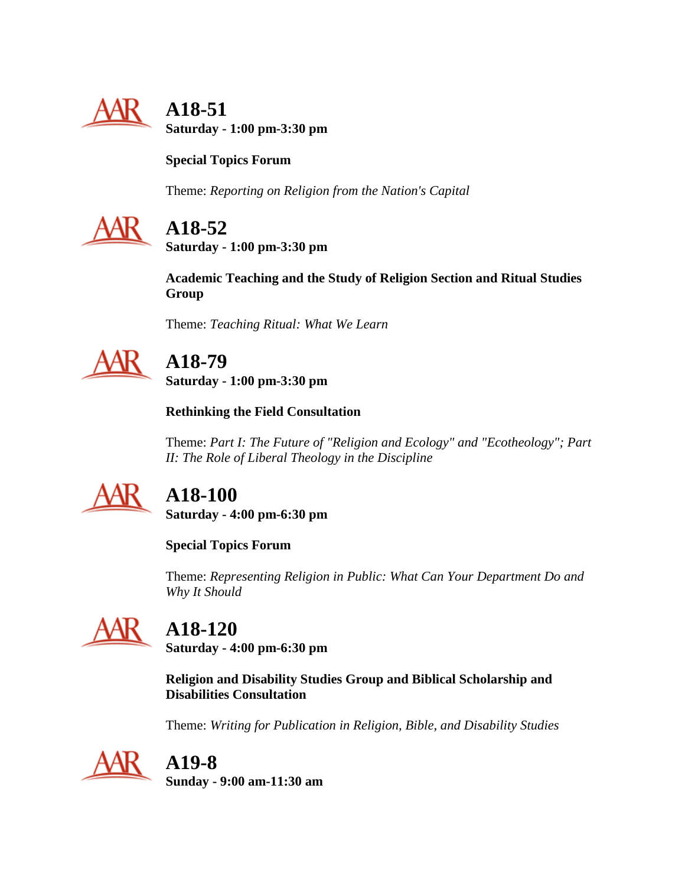## A18-51

**Saturday - 1:00 pm-3:30 pm**

**Special Topics Forum**

Theme: *Reporting on Religion from the Nation's Capital*

## A18-52

**Saturday - 1:00 pm-3:30 pm**

**Academic Teaching and the Study of Religion Section and Ritual Studies Group**

Theme: *Teaching Ritual: What We Learn*

## A18-79

**Saturday - 1:00 pm-3:30 pm**

**Rethinking the Field Consultation**

Theme: *Part I: The Future of "Religion and Ecology" and "Ecotheology"; Part II: The Role of Liberal Theology in the Discipline*

## A18-100

**Saturday - 4:00 pm-6:30 pm**

**Special Topics Forum**

Theme: *Representing Religion in Public: What Can Your Department Do and Why It Should*

## A18-120

**Saturday - 4:00 pm-6:30 pm**

**Religion and Disability Studies Group and Biblical Scholarship and Disabilities Consultation**

Theme: *Writing for Publication in Religion, Bible, and Disability Studies*

## A19-8

**Sunday - 9:00 am-11:30 am**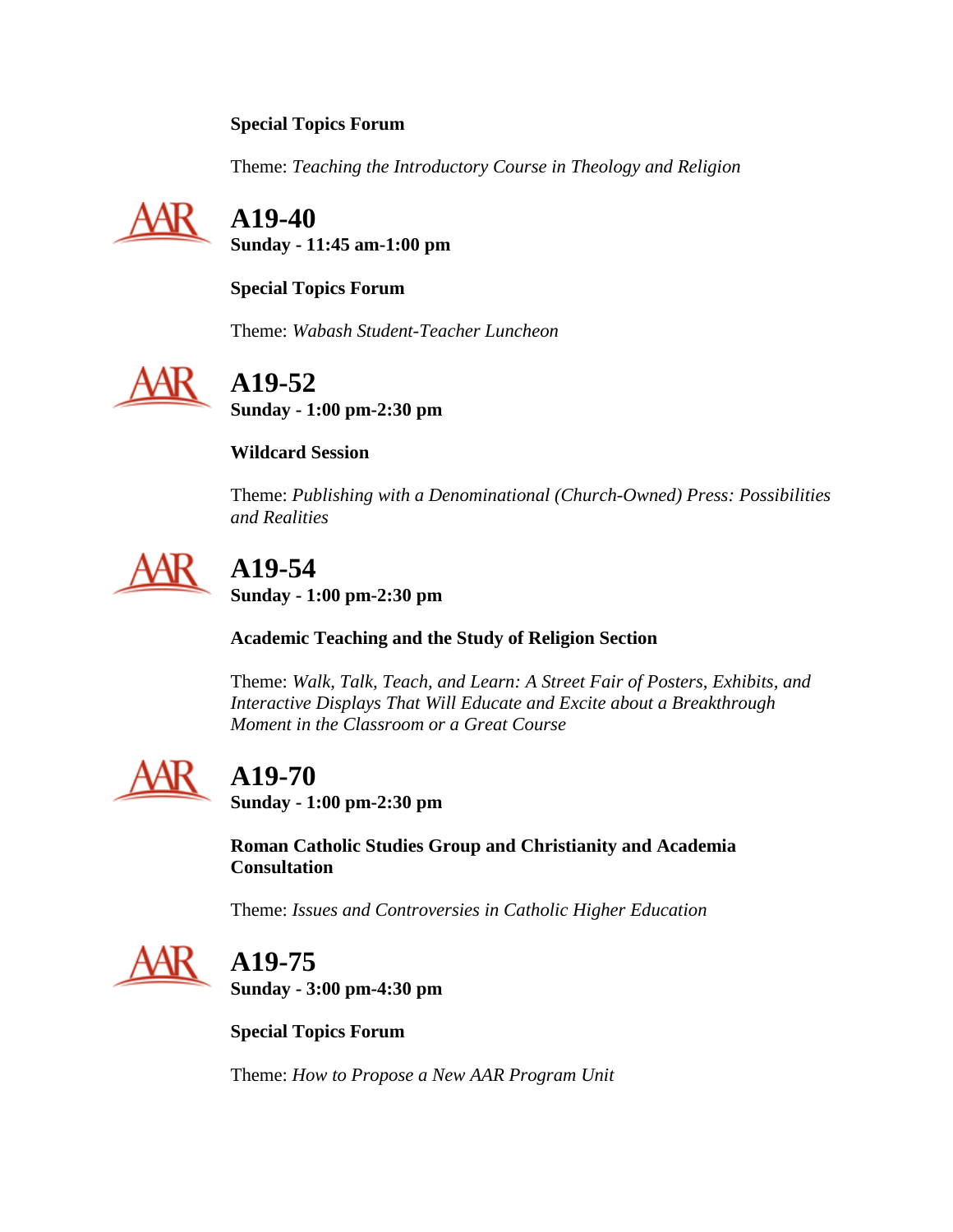**Special Topics Forum**

Theme: *Teaching the Introductory Course in Theology and Religion*

## A19-40

**Sunday - 11:45 am-1:00 pm**

**Special Topics Forum**

Theme: *Wabash Student-Teacher Luncheon*

## A19-52

**Sunday - 1:00 pm-2:30 pm**

**Wildcard Session**

Theme: *Publishing with a Denominational (Church-Owned) Press: Possibilities and Realities*

## A19-54

**Sunday - 1:00 pm-2:30 pm**

**Academic Teaching and the Study of Religion Section**

Theme: *Walk, Talk, Teach, and Learn: A Street Fair of Posters, Exhibits, and Interactive Displays That Will Educate and Excite about a Breakthrough Moment in the Classroom or a Great Course*

## A19-70

**Sunday - 1:00 pm-2:30 pm**

**Roman Catholic Studies Group and Christianity and Academia Consultation**

Theme: *Issues and Controversies in Catholic Higher Education*

## A19-75

**Sunday - 3:00 pm-4:30 pm**

**Special Topics Forum**

Theme: *How to Propose a New AAR Program Unit*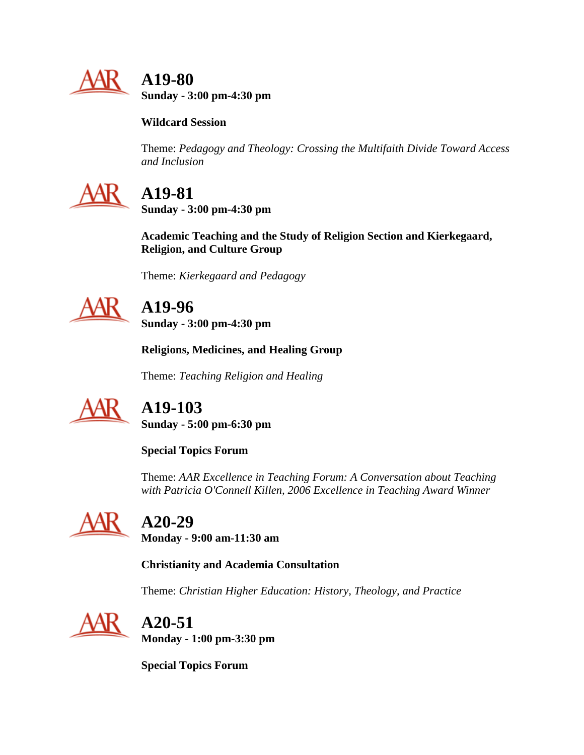## A19-80

**Sunday - 3:00 pm-4:30 pm**

**Wildcard Session**

Theme: *Pedagogy and Theology: Crossing the Multifaith Divide Toward Access and Inclusion*

## A19-81

**Sunday - 3:00 pm-4:30 pm**

**Academic Teaching and the Study of Religion Section and Kierkegaard, Religion, and Culture Group**

Theme: *Kierkegaard and Pedagogy*

## A19-96

**Sunday - 3:00 pm-4:30 pm**

**Religions, Medicines, and Healing Group**

Theme: *Teaching Religion and Healing*

## A19-103

**Sunday - 5:00 pm-6:30 pm**

**Special Topics Forum**

Theme: *AAR Excellence in Teaching Forum: A Conversation about Teaching with Patricia O'Connell Killen, 2006 Excellence in Teaching Award Winner*

## A20-29

**Monday - 9:00 am-11:30 am**

**Christianity and Academia Consultation**

Theme: *Christian Higher Education: History, Theology, and Practice*

## A20-51

**Monday - 1:00 pm-3:30 pm**

**Special Topics Forum**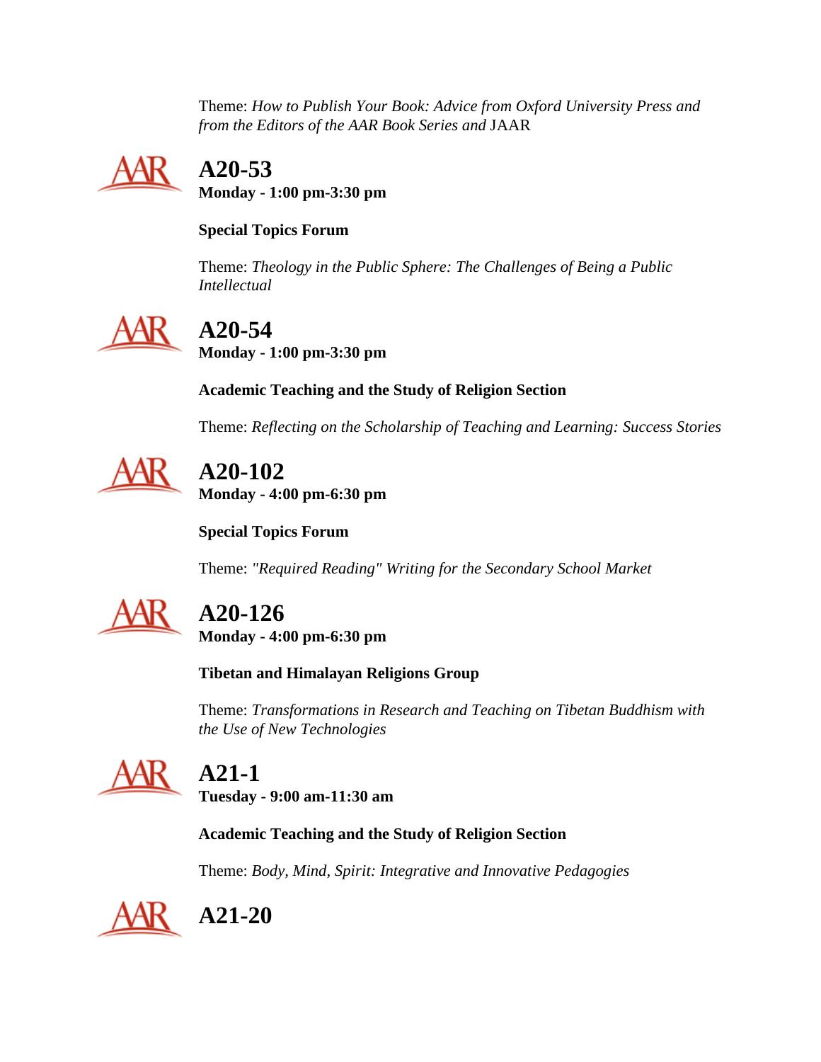Theme: *How to Publish Your Book: Advice from Oxford University Press and from the Editors of the AAR Book Series and* JAAR

## A20-53

**Monday - 1:00 pm-3:30 pm**

**Special Topics Forum**

Theme: *Theology in the Public Sphere: The Challenges of Being a Public Intellectual*

## A20-54

**Monday - 1:00 pm-3:30 pm**

**Academic Teaching and the Study of Religion Section**

Theme: *Reflecting on the Scholarship of Teaching and Learning: Success Stories*

## A20-102

**Monday - 4:00 pm-6:30 pm**

**Special Topics Forum**

Theme: *"Required Reading" Writing for the Secondary School Market*

## A20-126

**Monday - 4:00 pm-6:30 pm**

**Tibetan and Himalayan Religions Group**

Theme: *Transformations in Research and Teaching on Tibetan Buddhism with the Use of New Technologies*

## A21-1

**Tuesday - 9:00 am-11:30 am**

**Academic Teaching and the Study of Religion Section**

Theme: *Body, Mind, Spirit: Integrative and Innovative Pedagogies*

## A21-20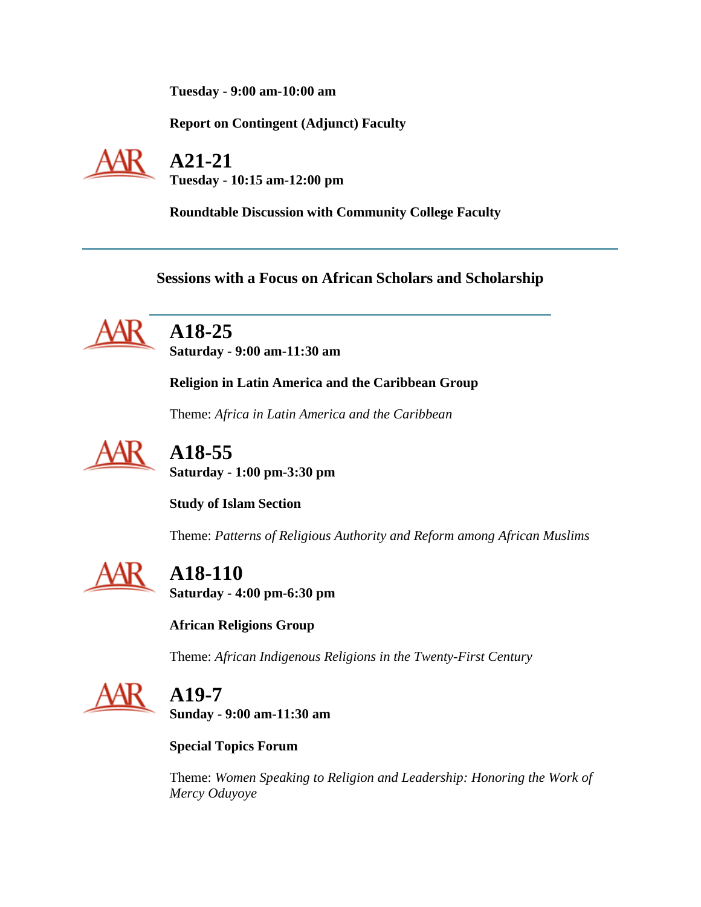**Tuesday - 9:00 am-10:00 am**

**Report on Contingent (Adjunct) Faculty**

## A21-21

**Tuesday - 10:15 am-12:00 pm**

**Roundtable Discussion with Community College Faculty**

---

### Sessions with a Focus on African Scholars and Scholarship

---

## A18-25

**Saturday - 9:00 am-11:30 am**

**Religion in Latin America and the Caribbean Group**

Theme: *Africa in Latin America and the Caribbean*

## A18-55

**Saturday - 1:00 pm-3:30 pm**

**Study of Islam Section**

Theme: *Patterns of Religious Authority and Reform among African Muslims*

## A18-110

**Saturday - 4:00 pm-6:30 pm**

**African Religions Group**

Theme: *African Indigenous Religions in the Twenty-First Century*

## A19-7

**Sunday - 9:00 am-11:30 am**

**Special Topics Forum**

Theme: *Women Speaking to Religion and Leadership: Honoring the Work of Mercy Oduyoye*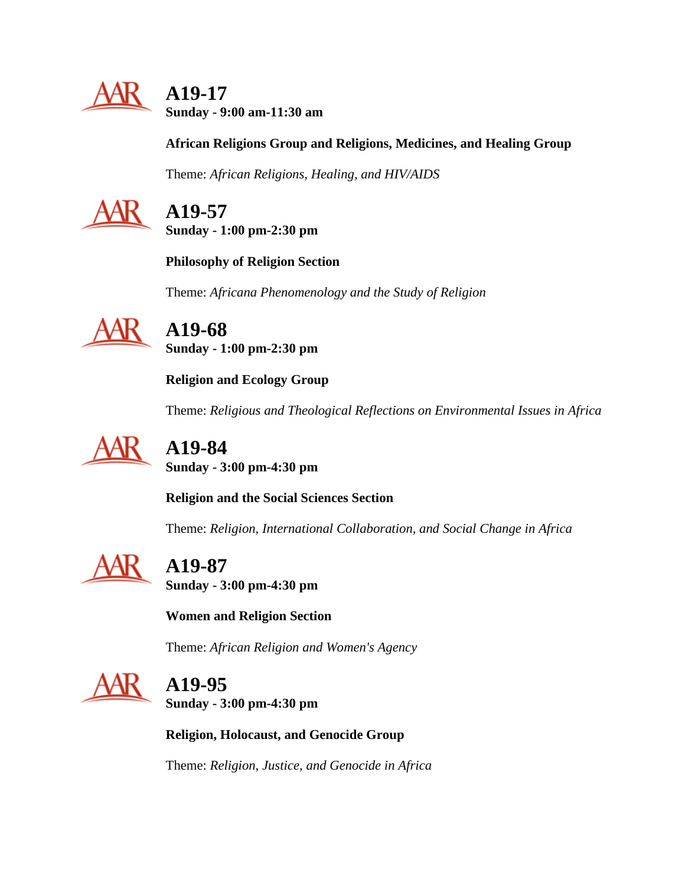## A19-17

**Sunday - 9:00 am-11:30 am**

**African Religions Group and Religions, Medicines, and Healing Group**

Theme: *African Religions, Healing, and HIV/AIDS*

## A19-57

**Sunday - 1:00 pm-2:30 pm**

**Philosophy of Religion Section**

Theme: *Africana Phenomenology and the Study of Religion*

## A19-68

**Sunday - 1:00 pm-2:30 pm**

**Religion and Ecology Group**

Theme: *Religious and Theological Reflections on Environmental Issues in Africa*

## A19-84

**Sunday - 3:00 pm-4:30 pm**

**Religion and the Social Sciences Section**

Theme: *Religion, International Collaboration, and Social Change in Africa*

## A19-87

**Sunday - 3:00 pm-4:30 pm**

**Women and Religion Section**

Theme: *African Religion and Women's Agency*

## A19-95

**Sunday - 3:00 pm-4:30 pm**

**Religion, Holocaust, and Genocide Group**

Theme: *Religion, Justice, and Genocide in Africa*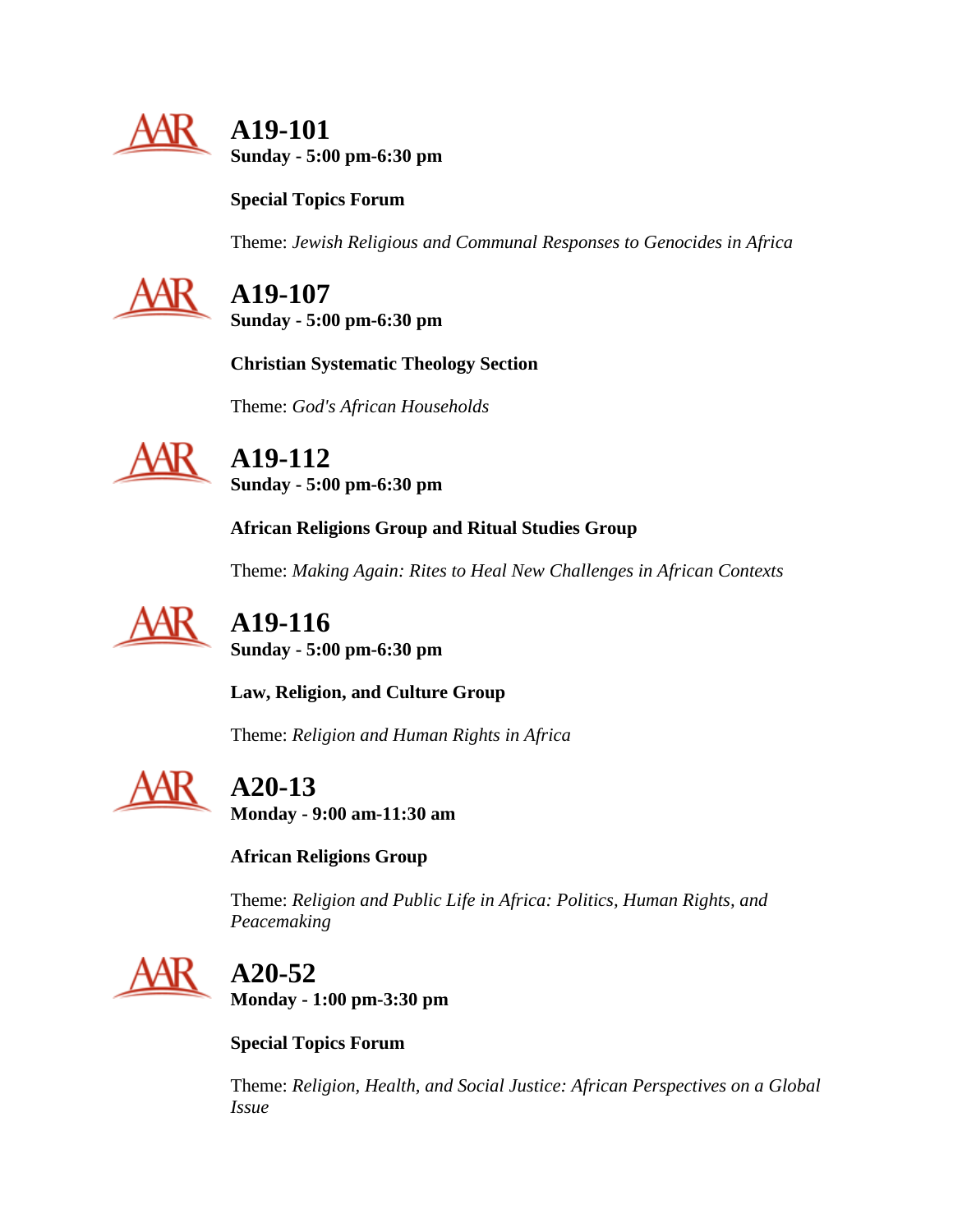## A19-101

**Sunday - 5:00 pm-6:30 pm**

**Special Topics Forum**

Theme: *Jewish Religious and Communal Responses to Genocides in Africa*

## A19-107

**Sunday - 5:00 pm-6:30 pm**

**Christian Systematic Theology Section**

Theme: *God's African Households*

## A19-112

**Sunday - 5:00 pm-6:30 pm**

**African Religions Group and Ritual Studies Group**

Theme: *Making Again: Rites to Heal New Challenges in African Contexts*

## A19-116

**Sunday - 5:00 pm-6:30 pm**

**Law, Religion, and Culture Group**

Theme: *Religion and Human Rights in Africa*

## A20-13

**Monday - 9:00 am-11:30 am**

**African Religions Group**

Theme: *Religion and Public Life in Africa: Politics, Human Rights, and Peacemaking*

## A20-52

**Monday - 1:00 pm-3:30 pm**

**Special Topics Forum**

Theme: *Religion, Health, and Social Justice: African Perspectives on a Global Issue*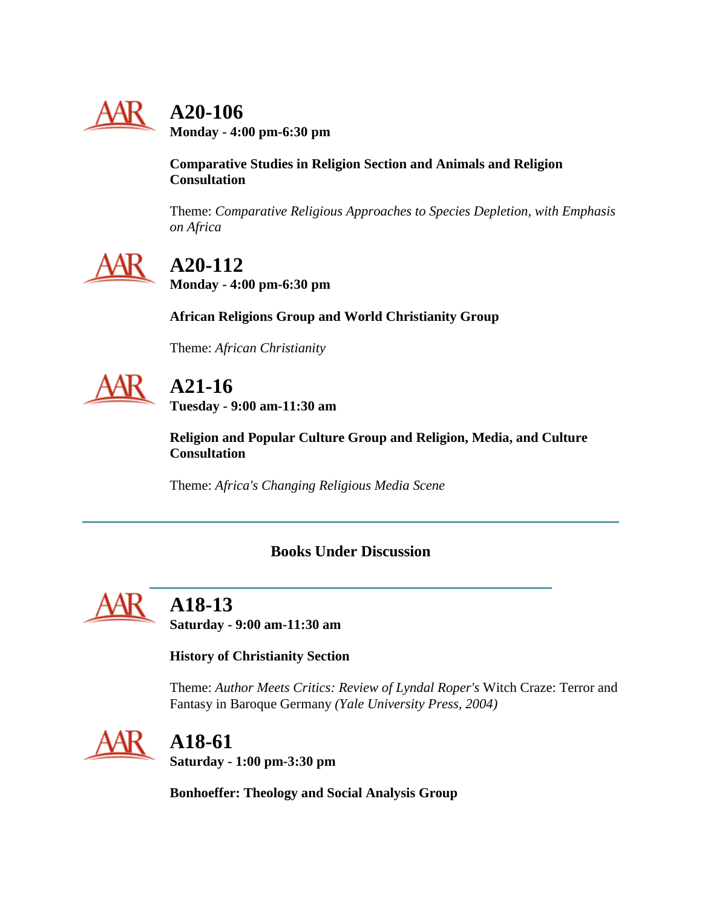## A20-106

**Monday - 4:00 pm-6:30 pm**

**Comparative Studies in Religion Section and Animals and Religion Consultation**

Theme: *Comparative Religious Approaches to Species Depletion, with Emphasis on Africa*

## A20-112

**Monday - 4:00 pm-6:30 pm**

**African Religions Group and World Christianity Group**

Theme: *African Christianity*

## A21-16

**Tuesday - 9:00 am-11:30 am**

**Religion and Popular Culture Group and Religion, Media, and Culture Consultation**

Theme: *Africa's Changing Religious Media Scene*

---

### Books Under Discussion

---

## A18-13

**Saturday - 9:00 am-11:30 am**

**History of Christianity Section**

Theme: *Author Meets Critics: Review of Lyndal Roper's* Witch Craze: Terror and Fantasy in Baroque Germany *(Yale University Press, 2004)*

## A18-61

**Saturday - 1:00 pm-3:30 pm**

**Bonhoeffer: Theology and Social Analysis Group**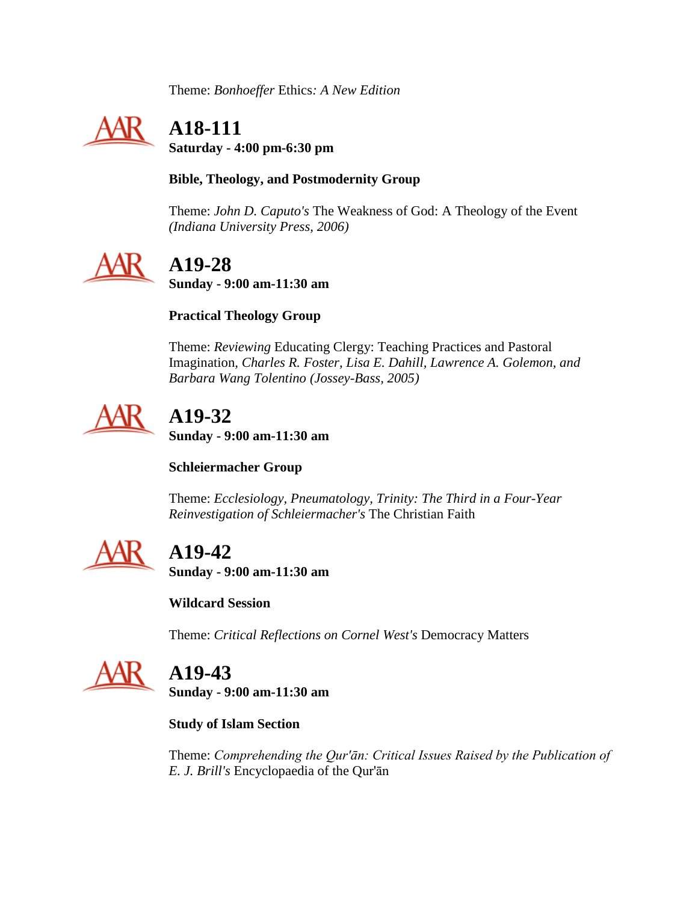Theme: *Bonhoeffer* Ethics*: A New Edition*

## A18-111

**Saturday - 4:00 pm-6:30 pm**

**Bible, Theology, and Postmodernity Group**

Theme: *John D. Caputo's* The Weakness of God: A Theology of the Event *(Indiana University Press, 2006)*

## A19-28

**Sunday - 9:00 am-11:30 am**

**Practical Theology Group**

Theme: *Reviewing* Educating Clergy: Teaching Practices and Pastoral Imagination*, Charles R. Foster, Lisa E. Dahill, Lawrence A. Golemon, and Barbara Wang Tolentino (Jossey-Bass, 2005)*

## A19-32

**Sunday - 9:00 am-11:30 am**

**Schleiermacher Group**

Theme: *Ecclesiology, Pneumatology, Trinity: The Third in a Four-Year Reinvestigation of Schleiermacher's* The Christian Faith

## A19-42

**Sunday - 9:00 am-11:30 am**

**Wildcard Session**

Theme: *Critical Reflections on Cornel West's* Democracy Matters

## A19-43

**Sunday - 9:00 am-11:30 am**

**Study of Islam Section**

Theme: *Comprehending the Qur'ān: Critical Issues Raised by the Publication of E. J. Brill's* Encyclopaedia of the Qur'ān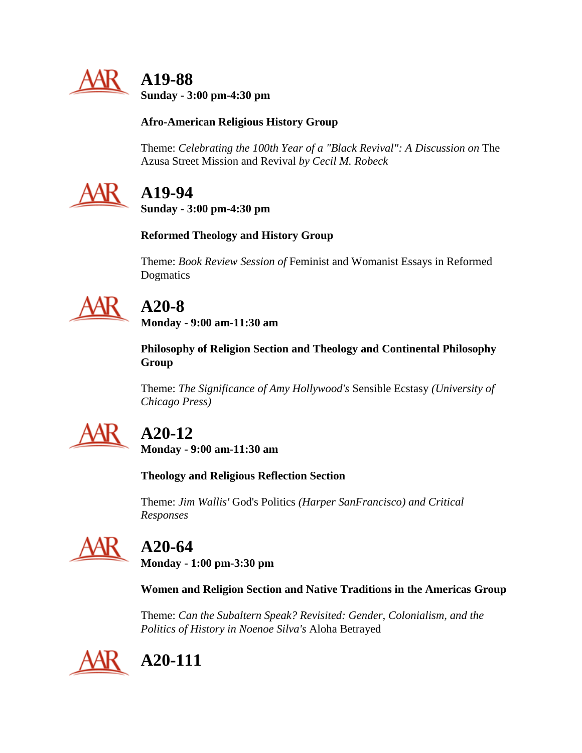## A19-88

**Sunday - 3:00 pm-4:30 pm**

**Afro-American Religious History Group**

Theme: *Celebrating the 100th Year of a "Black Revival": A Discussion on* The Azusa Street Mission and Revival *by Cecil M. Robeck*

## A19-94

**Sunday - 3:00 pm-4:30 pm**

**Reformed Theology and History Group**

Theme: *Book Review Session of* Feminist and Womanist Essays in Reformed Dogmatics

## A20-8

**Monday - 9:00 am-11:30 am**

**Philosophy of Religion Section and Theology and Continental Philosophy Group**

Theme: *The Significance of Amy Hollywood's* Sensible Ecstasy *(University of Chicago Press)*

## A20-12

**Monday - 9:00 am-11:30 am**

**Theology and Religious Reflection Section**

Theme: *Jim Wallis'* God's Politics *(Harper SanFrancisco) and Critical Responses*

## A20-64

**Monday - 1:00 pm-3:30 pm**

**Women and Religion Section and Native Traditions in the Americas Group**

Theme: *Can the Subaltern Speak? Revisited: Gender, Colonialism, and the Politics of History in Noenoe Silva's* Aloha Betrayed

## A20-111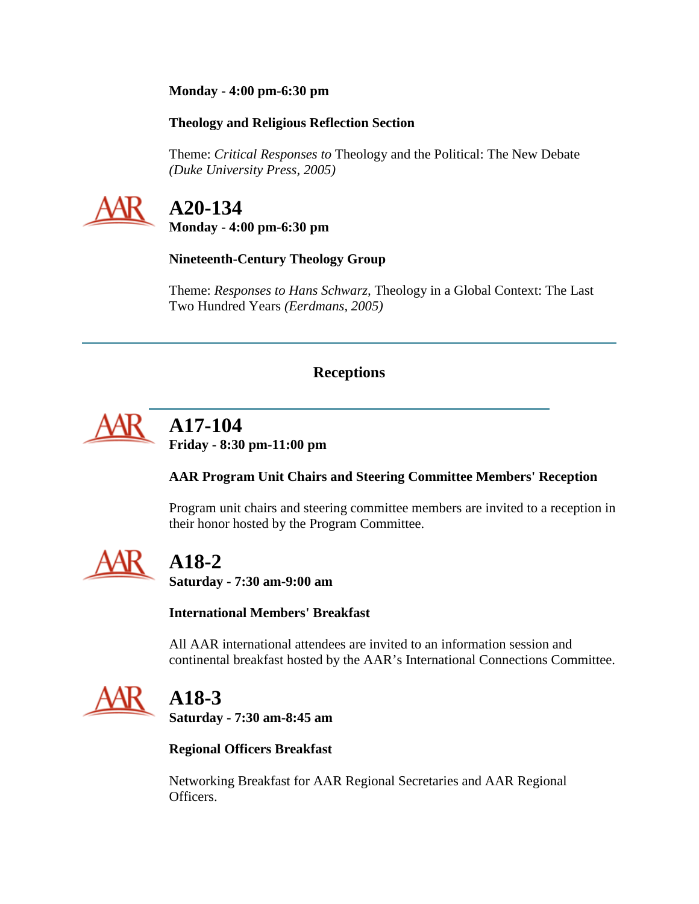**Monday - 4:00 pm-6:30 pm**

**Theology and Religious Reflection Section**

Theme: *Critical Responses to* Theology and the Political: The New Debate *(Duke University Press, 2005)*

## A20-134

**Monday - 4:00 pm-6:30 pm**

**Nineteenth-Century Theology Group**

Theme: *Responses to Hans Schwarz,* Theology in a Global Context: The Last Two Hundred Years *(Eerdmans, 2005)*

---

### Receptions

---

## A17-104

**Friday - 8:30 pm-11:00 pm**

**AAR Program Unit Chairs and Steering Committee Members' Reception**

Program unit chairs and steering committee members are invited to a reception in their honor hosted by the Program Committee.

## A18-2

**Saturday - 7:30 am-9:00 am**

**International Members' Breakfast**

All AAR international attendees are invited to an information session and continental breakfast hosted by the AAR's International Connections Committee.

## A18-3

**Saturday - 7:30 am-8:45 am**

**Regional Officers Breakfast**

Networking Breakfast for AAR Regional Secretaries and AAR Regional Officers.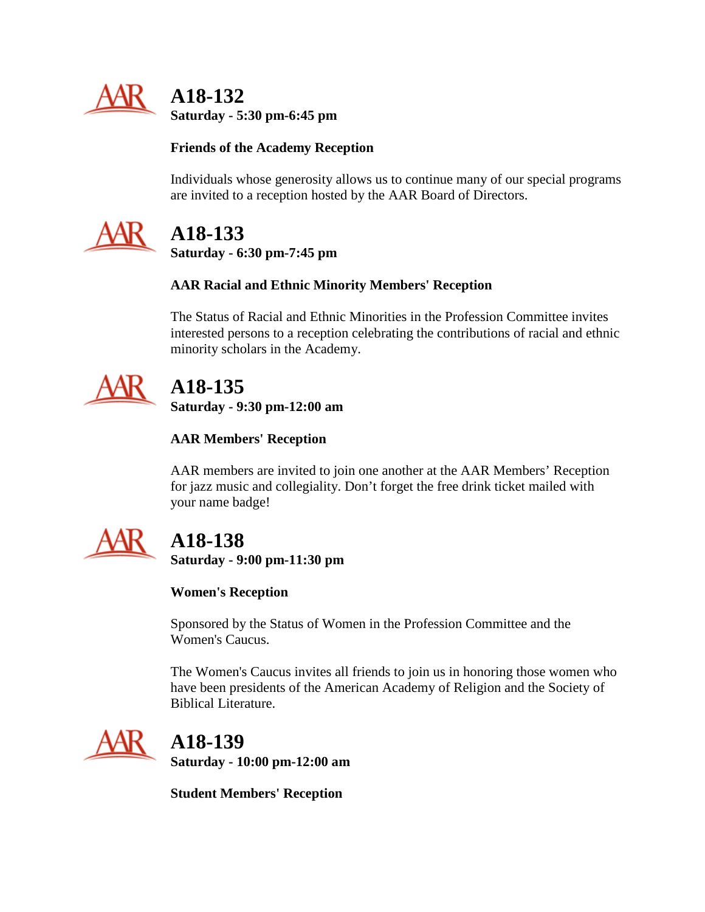## A18-132

**Saturday - 5:30 pm-6:45 pm**

**Friends of the Academy Reception**

Individuals whose generosity allows us to continue many of our special programs are invited to a reception hosted by the AAR Board of Directors.

## A18-133

**Saturday - 6:30 pm-7:45 pm**

**AAR Racial and Ethnic Minority Members' Reception**

The Status of Racial and Ethnic Minorities in the Profession Committee invites interested persons to a reception celebrating the contributions of racial and ethnic minority scholars in the Academy.

## A18-135

**Saturday - 9:30 pm-12:00 am**

**AAR Members' Reception**

AAR members are invited to join one another at the AAR Members' Reception for jazz music and collegiality. Don't forget the free drink ticket mailed with your name badge!

## A18-138

**Saturday - 9:00 pm-11:30 pm**

**Women's Reception**

Sponsored by the Status of Women in the Profession Committee and the Women's Caucus.

The Women's Caucus invites all friends to join us in honoring those women who have been presidents of the American Academy of Religion and the Society of Biblical Literature.

## A18-139

**Saturday - 10:00 pm-12:00 am**

**Student Members' Reception**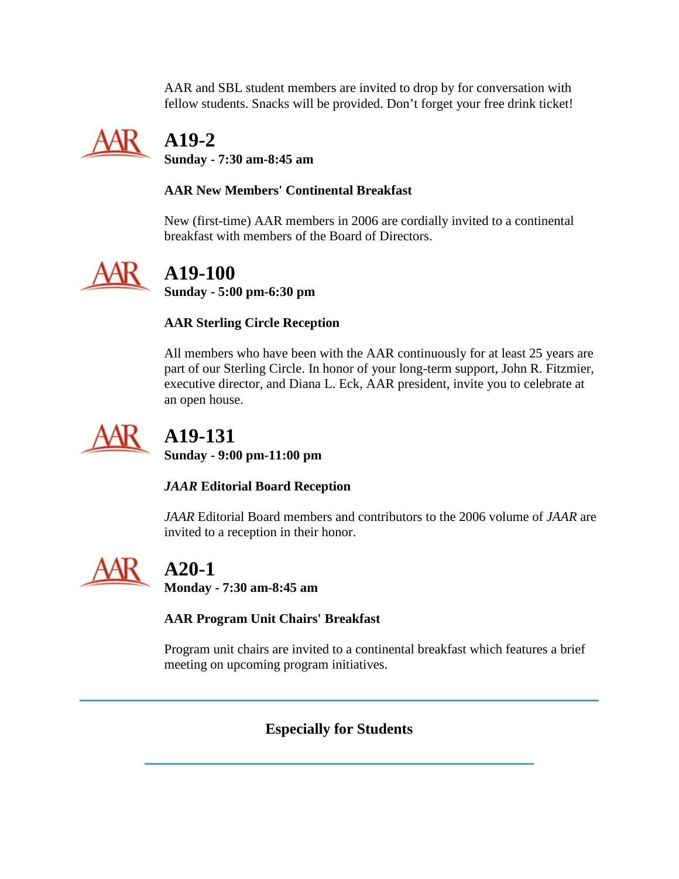AAR and SBL student members are invited to drop by for conversation with fellow students. Snacks will be provided. Don't forget your free drink ticket!

## A19-2

**Sunday - 7:30 am-8:45 am**

**AAR New Members' Continental Breakfast**

New (first-time) AAR members in 2006 are cordially invited to a continental breakfast with members of the Board of Directors.

## A19-100

**Sunday - 5:00 pm-6:30 pm**

**AAR Sterling Circle Reception**

All members who have been with the AAR continuously for at least 25 years are part of our Sterling Circle. In honor of your long-term support, John R. Fitzmier, executive director, and Diana L. Eck, AAR president, invite you to celebrate at an open house.

## A19-131

**Sunday - 9:00 pm-11:00 pm**

***JAAR* Editorial Board Reception**

*JAAR* Editorial Board members and contributors to the 2006 volume of *JAAR* are invited to a reception in their honor.

## A20-1

**Monday - 7:30 am-8:45 am**

**AAR Program Unit Chairs' Breakfast**

Program unit chairs are invited to a continental breakfast which features a brief meeting on upcoming program initiatives.

---

**Especially for Students**

---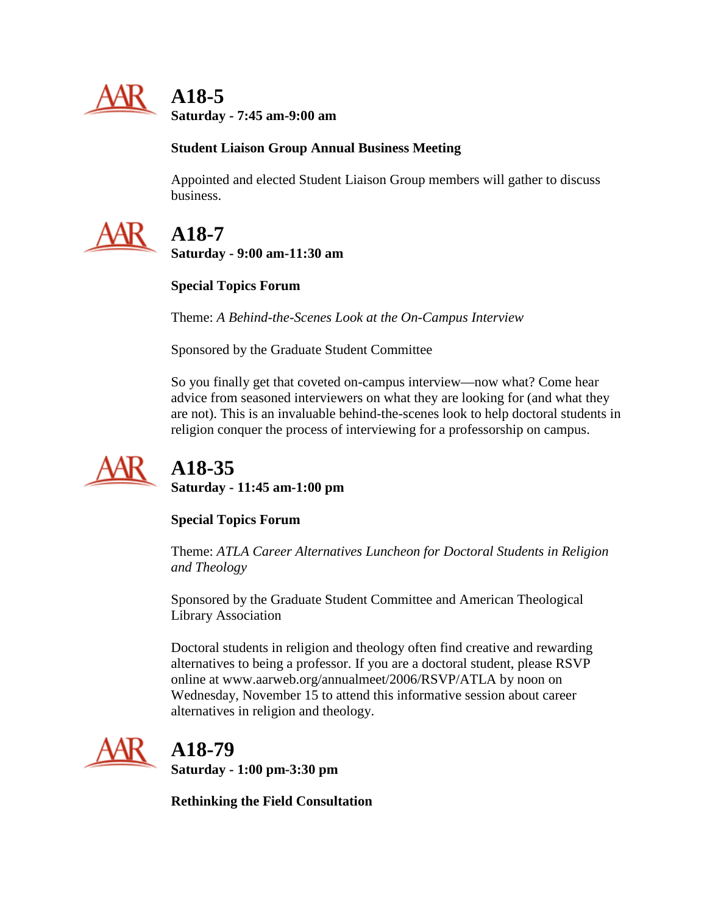## A18-5

**Saturday - 7:45 am-9:00 am**

**Student Liaison Group Annual Business Meeting**

Appointed and elected Student Liaison Group members will gather to discuss business.

## A18-7

**Saturday - 9:00 am-11:30 am**

**Special Topics Forum**

Theme: *A Behind-the-Scenes Look at the On-Campus Interview*

Sponsored by the Graduate Student Committee

So you finally get that coveted on-campus interview—now what? Come hear advice from seasoned interviewers on what they are looking for (and what they are not). This is an invaluable behind-the-scenes look to help doctoral students in religion conquer the process of interviewing for a professorship on campus.

## A18-35

**Saturday - 11:45 am-1:00 pm**

**Special Topics Forum**

Theme: *ATLA Career Alternatives Luncheon for Doctoral Students in Religion and Theology*

Sponsored by the Graduate Student Committee and American Theological Library Association

Doctoral students in religion and theology often find creative and rewarding alternatives to being a professor. If you are a doctoral student, please RSVP online at www.aarweb.org/annualmeet/2006/RSVP/ATLA by noon on Wednesday, November 15 to attend this informative session about career alternatives in religion and theology.

## A18-79

**Saturday - 1:00 pm-3:30 pm**

**Rethinking the Field Consultation**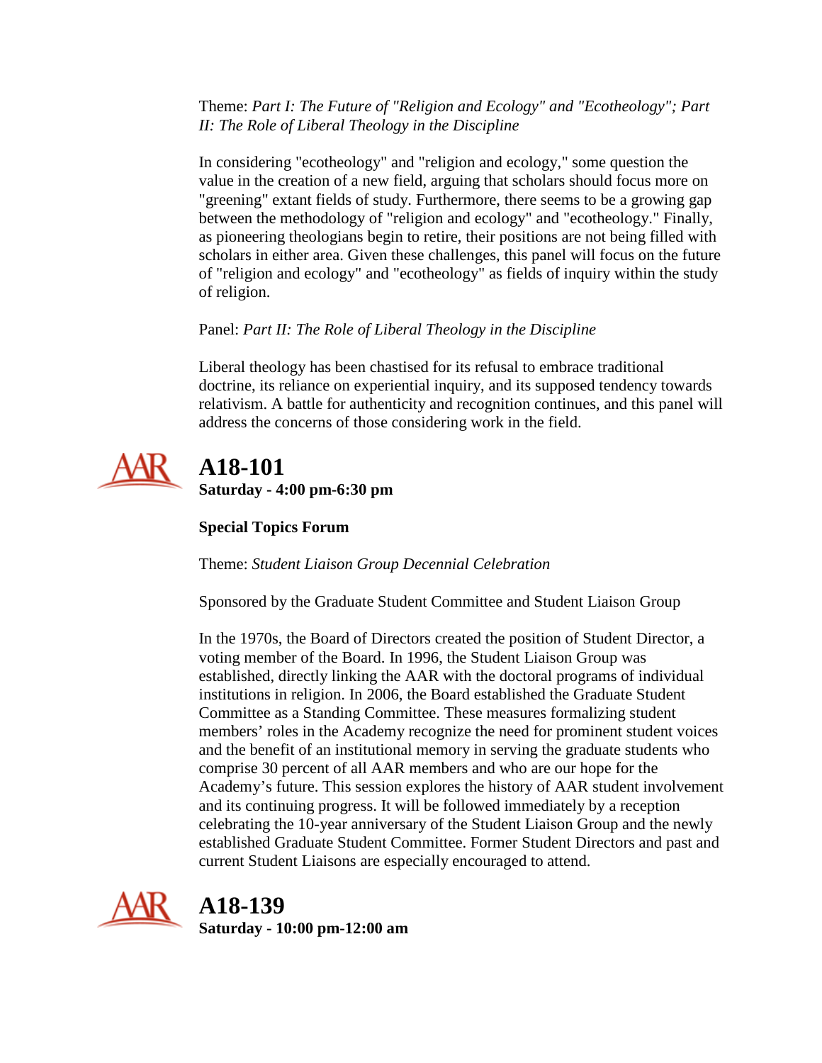Theme: *Part I: The Future of "Religion and Ecology" and "Ecotheology"; Part II: The Role of Liberal Theology in the Discipline*

In considering "ecotheology" and "religion and ecology," some question the value in the creation of a new field, arguing that scholars should focus more on "greening" extant fields of study. Furthermore, there seems to be a growing gap between the methodology of "religion and ecology" and "ecotheology." Finally, as pioneering theologians begin to retire, their positions are not being filled with scholars in either area. Given these challenges, this panel will focus on the future of "religion and ecology" and "ecotheology" as fields of inquiry within the study of religion.

Panel: *Part II: The Role of Liberal Theology in the Discipline*

Liberal theology has been chastised for its refusal to embrace traditional doctrine, its reliance on experiential inquiry, and its supposed tendency towards relativism. A battle for authenticity and recognition continues, and this panel will address the concerns of those considering work in the field.

## A18-101

**Saturday - 4:00 pm-6:30 pm**

**Special Topics Forum**

Theme: *Student Liaison Group Decennial Celebration*

Sponsored by the Graduate Student Committee and Student Liaison Group

In the 1970s, the Board of Directors created the position of Student Director, a voting member of the Board. In 1996, the Student Liaison Group was established, directly linking the AAR with the doctoral programs of individual institutions in religion. In 2006, the Board established the Graduate Student Committee as a Standing Committee. These measures formalizing student members' roles in the Academy recognize the need for prominent student voices and the benefit of an institutional memory in serving the graduate students who comprise 30 percent of all AAR members and who are our hope for the Academy's future. This session explores the history of AAR student involvement and its continuing progress. It will be followed immediately by a reception celebrating the 10-year anniversary of the Student Liaison Group and the newly established Graduate Student Committee. Former Student Directors and past and current Student Liaisons are especially encouraged to attend.

## A18-139

**Saturday - 10:00 pm-12:00 am**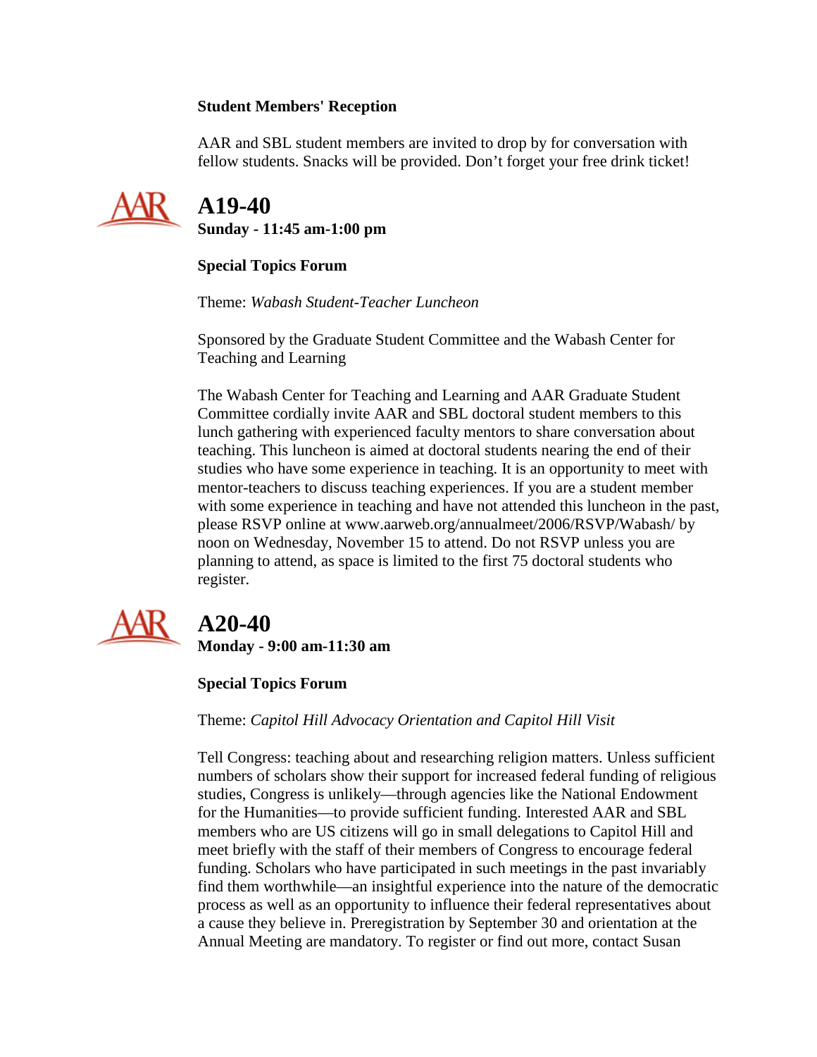**Student Members' Reception**

AAR and SBL student members are invited to drop by for conversation with fellow students. Snacks will be provided. Don't forget your free drink ticket!

## A19-40

**Sunday - 11:45 am-1:00 pm**

**Special Topics Forum**

Theme: *Wabash Student-Teacher Luncheon*

Sponsored by the Graduate Student Committee and the Wabash Center for Teaching and Learning

The Wabash Center for Teaching and Learning and AAR Graduate Student Committee cordially invite AAR and SBL doctoral student members to this lunch gathering with experienced faculty mentors to share conversation about teaching. This luncheon is aimed at doctoral students nearing the end of their studies who have some experience in teaching. It is an opportunity to meet with mentor-teachers to discuss teaching experiences. If you are a student member with some experience in teaching and have not attended this luncheon in the past, please RSVP online at www.aarweb.org/annualmeet/2006/RSVP/Wabash/ by noon on Wednesday, November 15 to attend. Do not RSVP unless you are planning to attend, as space is limited to the first 75 doctoral students who register.

## A20-40

**Monday - 9:00 am-11:30 am**

**Special Topics Forum**

Theme: *Capitol Hill Advocacy Orientation and Capitol Hill Visit*

Tell Congress: teaching about and researching religion matters. Unless sufficient numbers of scholars show their support for increased federal funding of religious studies, Congress is unlikely—through agencies like the National Endowment for the Humanities—to provide sufficient funding. Interested AAR and SBL members who are US citizens will go in small delegations to Capitol Hill and meet briefly with the staff of their members of Congress to encourage federal funding. Scholars who have participated in such meetings in the past invariably find them worthwhile—an insightful experience into the nature of the democratic process as well as an opportunity to influence their federal representatives about a cause they believe in. Preregistration by September 30 and orientation at the Annual Meeting are mandatory. To register or find out more, contact Susan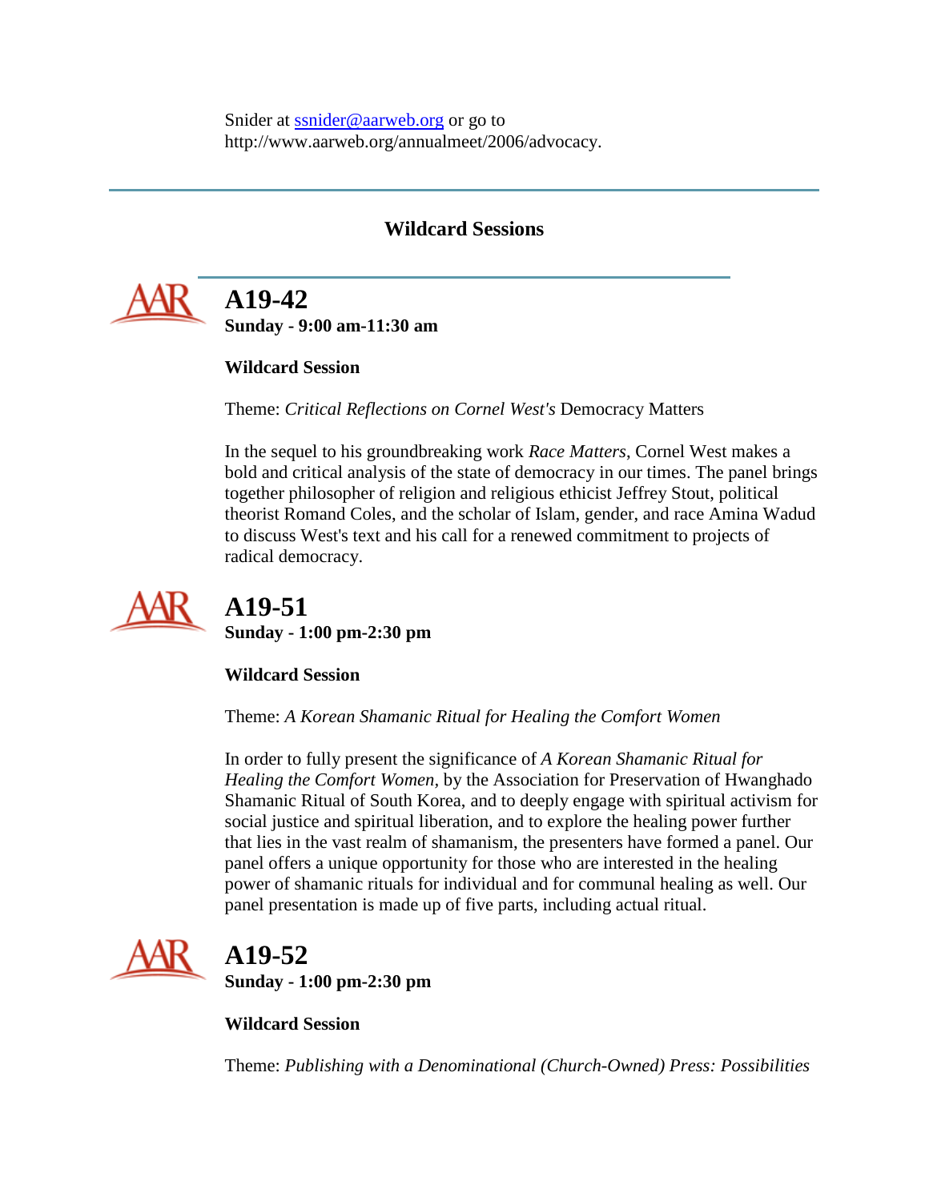Snider at ssnider@aarweb.org or go to http://www.aarweb.org/annualmeet/2006/advocacy.

---

## Wildcard Sessions

### A19-42
**Sunday - 9:00 am-11:30 am**

**Wildcard Session**

Theme: *Critical Reflections on Cornel West's* Democracy Matters

In the sequel to his groundbreaking work *Race Matters*, Cornel West makes a bold and critical analysis of the state of democracy in our times. The panel brings together philosopher of religion and religious ethicist Jeffrey Stout, political theorist Romand Coles, and the scholar of Islam, gender, and race Amina Wadud to discuss West's text and his call for a renewed commitment to projects of radical democracy.

### A19-51
**Sunday - 1:00 pm-2:30 pm**

**Wildcard Session**

Theme: *A Korean Shamanic Ritual for Healing the Comfort Women*

In order to fully present the significance of *A Korean Shamanic Ritual for Healing the Comfort Women*, by the Association for Preservation of Hwanghado Shamanic Ritual of South Korea, and to deeply engage with spiritual activism for social justice and spiritual liberation, and to explore the healing power further that lies in the vast realm of shamanism, the presenters have formed a panel. Our panel offers a unique opportunity for those who are interested in the healing power of shamanic rituals for individual and for communal healing as well. Our panel presentation is made up of five parts, including actual ritual.

### A19-52
**Sunday - 1:00 pm-2:30 pm**

**Wildcard Session**

Theme: *Publishing with a Denominational (Church-Owned) Press: Possibilities*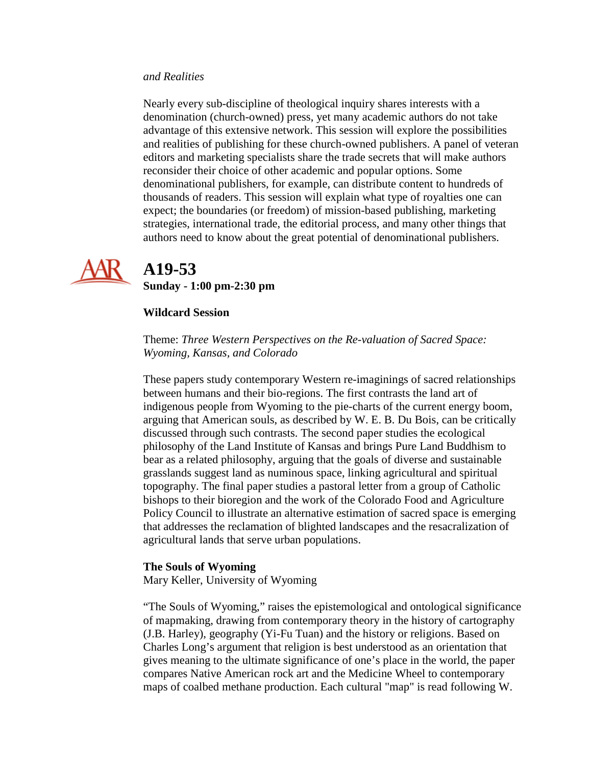*and Realities*

Nearly every sub-discipline of theological inquiry shares interests with a denomination (church-owned) press, yet many academic authors do not take advantage of this extensive network. This session will explore the possibilities and realities of publishing for these church-owned publishers. A panel of veteran editors and marketing specialists share the trade secrets that will make authors reconsider their choice of other academic and popular options. Some denominational publishers, for example, can distribute content to hundreds of thousands of readers. This session will explain what type of royalties one can expect; the boundaries (or freedom) of mission-based publishing, marketing strategies, international trade, the editorial process, and many other things that authors need to know about the great potential of denominational publishers.

## A19-53

**Sunday - 1:00 pm-2:30 pm**

**Wildcard Session**

Theme: *Three Western Perspectives on the Re-valuation of Sacred Space: Wyoming, Kansas, and Colorado*

These papers study contemporary Western re-imaginings of sacred relationships between humans and their bio-regions. The first contrasts the land art of indigenous people from Wyoming to the pie-charts of the current energy boom, arguing that American souls, as described by W. E. B. Du Bois, can be critically discussed through such contrasts. The second paper studies the ecological philosophy of the Land Institute of Kansas and brings Pure Land Buddhism to bear as a related philosophy, arguing that the goals of diverse and sustainable grasslands suggest land as numinous space, linking agricultural and spiritual topography. The final paper studies a pastoral letter from a group of Catholic bishops to their bioregion and the work of the Colorado Food and Agriculture Policy Council to illustrate an alternative estimation of sacred space is emerging that addresses the reclamation of blighted landscapes and the resacralization of agricultural lands that serve urban populations.

**The Souls of Wyoming**
Mary Keller, University of Wyoming

"The Souls of Wyoming," raises the epistemological and ontological significance of mapmaking, drawing from contemporary theory in the history of cartography (J.B. Harley), geography (Yi-Fu Tuan) and the history or religions. Based on Charles Long's argument that religion is best understood as an orientation that gives meaning to the ultimate significance of one's place in the world, the paper compares Native American rock art and the Medicine Wheel to contemporary maps of coalbed methane production. Each cultural "map" is read following W.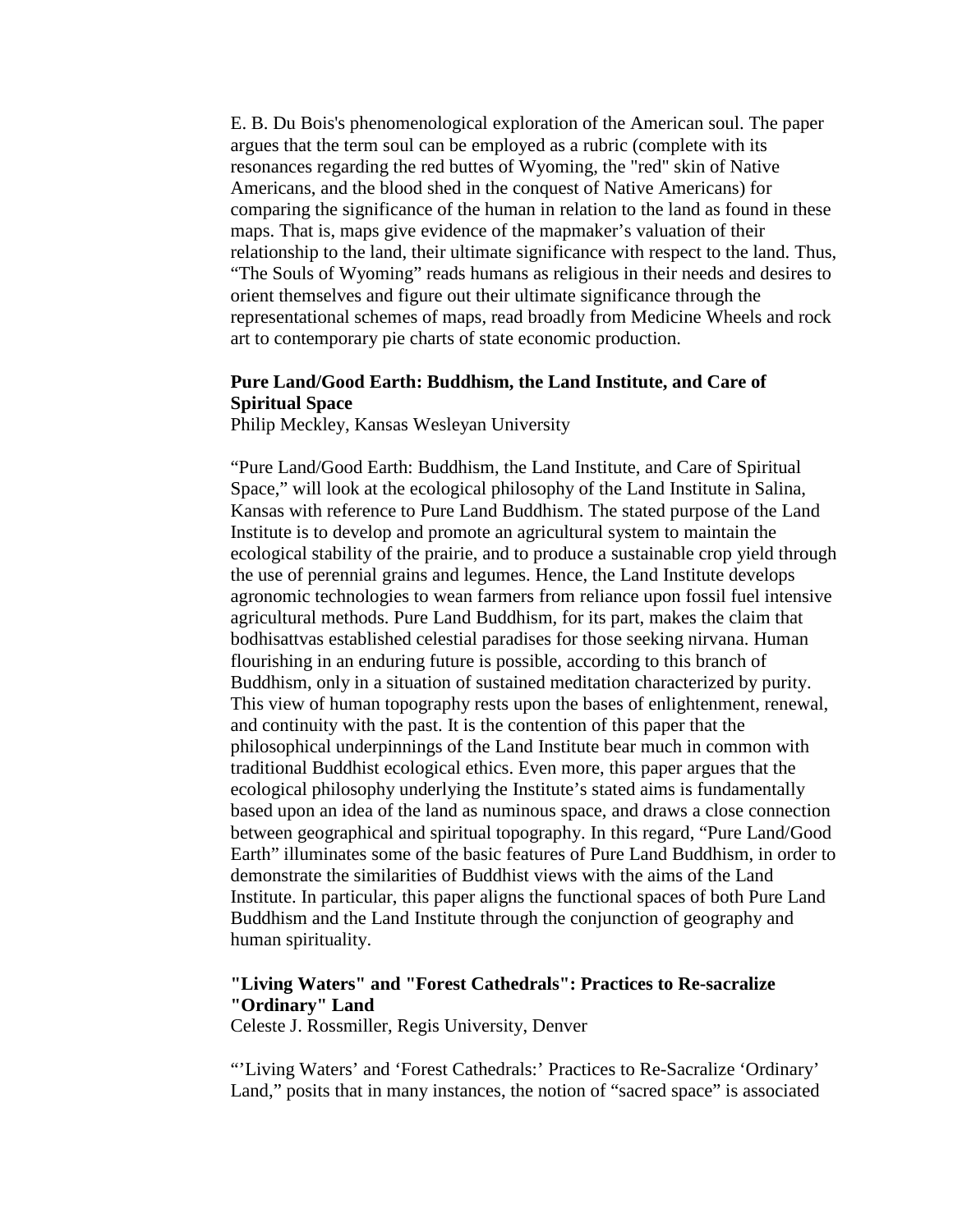E. B. Du Bois's phenomenological exploration of the American soul. The paper argues that the term soul can be employed as a rubric (complete with its resonances regarding the red buttes of Wyoming, the "red" skin of Native Americans, and the blood shed in the conquest of Native Americans) for comparing the significance of the human in relation to the land as found in these maps. That is, maps give evidence of the mapmaker's valuation of their relationship to the land, their ultimate significance with respect to the land. Thus, "The Souls of Wyoming" reads humans as religious in their needs and desires to orient themselves and figure out their ultimate significance through the representational schemes of maps, read broadly from Medicine Wheels and rock art to contemporary pie charts of state economic production.

**Pure Land/Good Earth: Buddhism, the Land Institute, and Care of Spiritual Space**
Philip Meckley, Kansas Wesleyan University

"Pure Land/Good Earth: Buddhism, the Land Institute, and Care of Spiritual Space," will look at the ecological philosophy of the Land Institute in Salina, Kansas with reference to Pure Land Buddhism. The stated purpose of the Land Institute is to develop and promote an agricultural system to maintain the ecological stability of the prairie, and to produce a sustainable crop yield through the use of perennial grains and legumes. Hence, the Land Institute develops agronomic technologies to wean farmers from reliance upon fossil fuel intensive agricultural methods. Pure Land Buddhism, for its part, makes the claim that bodhisattvas established celestial paradises for those seeking nirvana. Human flourishing in an enduring future is possible, according to this branch of Buddhism, only in a situation of sustained meditation characterized by purity. This view of human topography rests upon the bases of enlightenment, renewal, and continuity with the past. It is the contention of this paper that the philosophical underpinnings of the Land Institute bear much in common with traditional Buddhist ecological ethics. Even more, this paper argues that the ecological philosophy underlying the Institute's stated aims is fundamentally based upon an idea of the land as numinous space, and draws a close connection between geographical and spiritual topography. In this regard, "Pure Land/Good Earth" illuminates some of the basic features of Pure Land Buddhism, in order to demonstrate the similarities of Buddhist views with the aims of the Land Institute. In particular, this paper aligns the functional spaces of both Pure Land Buddhism and the Land Institute through the conjunction of geography and human spirituality.

**"Living Waters" and "Forest Cathedrals": Practices to Re-sacralize "Ordinary" Land**
Celeste J. Rossmiller, Regis University, Denver

"'Living Waters' and 'Forest Cathedrals:' Practices to Re-Sacralize 'Ordinary' Land," posits that in many instances, the notion of "sacred space" is associated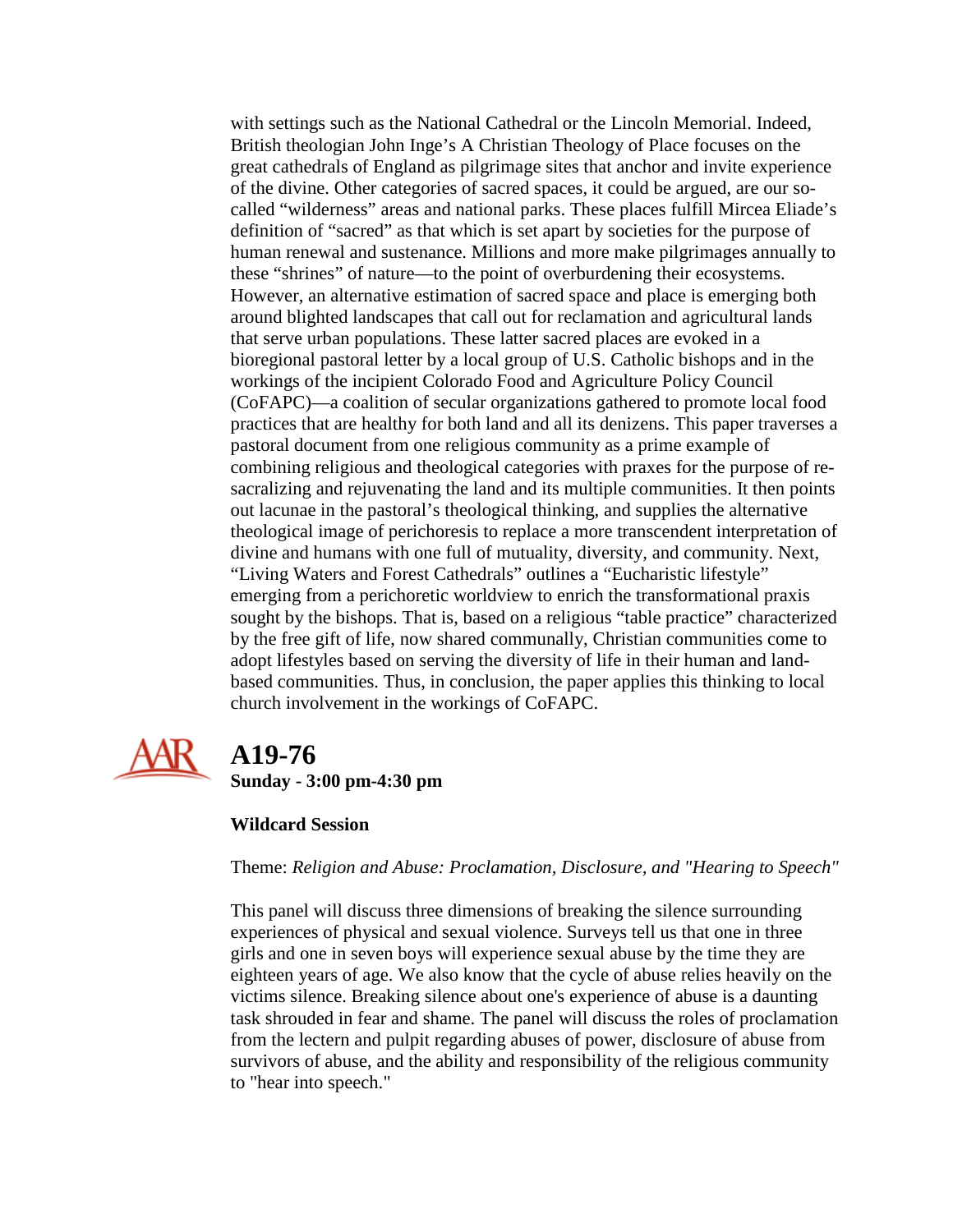with settings such as the National Cathedral or the Lincoln Memorial. Indeed, British theologian John Inge's A Christian Theology of Place focuses on the great cathedrals of England as pilgrimage sites that anchor and invite experience of the divine. Other categories of sacred spaces, it could be argued, are our so-called "wilderness" areas and national parks. These places fulfill Mircea Eliade's definition of "sacred" as that which is set apart by societies for the purpose of human renewal and sustenance. Millions and more make pilgrimages annually to these "shrines" of nature—to the point of overburdening their ecosystems. However, an alternative estimation of sacred space and place is emerging both around blighted landscapes that call out for reclamation and agricultural lands that serve urban populations. These latter sacred places are evoked in a bioregional pastoral letter by a local group of U.S. Catholic bishops and in the workings of the incipient Colorado Food and Agriculture Policy Council (CoFAPC)—a coalition of secular organizations gathered to promote local food practices that are healthy for both land and all its denizens. This paper traverses a pastoral document from one religious community as a prime example of combining religious and theological categories with praxes for the purpose of re-sacralizing and rejuvenating the land and its multiple communities. It then points out lacunae in the pastoral's theological thinking, and supplies the alternative theological image of perichoresis to replace a more transcendent interpretation of divine and humans with one full of mutuality, diversity, and community. Next, "Living Waters and Forest Cathedrals" outlines a "Eucharistic lifestyle" emerging from a perichoretic worldview to enrich the transformational praxis sought by the bishops. That is, based on a religious "table practice" characterized by the free gift of life, now shared communally, Christian communities come to adopt lifestyles based on serving the diversity of life in their human and land-based communities. Thus, in conclusion, the paper applies this thinking to local church involvement in the workings of CoFAPC.

## A19-76

**Sunday - 3:00 pm-4:30 pm**

**Wildcard Session**

Theme: *Religion and Abuse: Proclamation, Disclosure, and "Hearing to Speech"*

This panel will discuss three dimensions of breaking the silence surrounding experiences of physical and sexual violence. Surveys tell us that one in three girls and one in seven boys will experience sexual abuse by the time they are eighteen years of age. We also know that the cycle of abuse relies heavily on the victims silence. Breaking silence about one's experience of abuse is a daunting task shrouded in fear and shame. The panel will discuss the roles of proclamation from the lectern and pulpit regarding abuses of power, disclosure of abuse from survivors of abuse, and the ability and responsibility of the religious community to "hear into speech."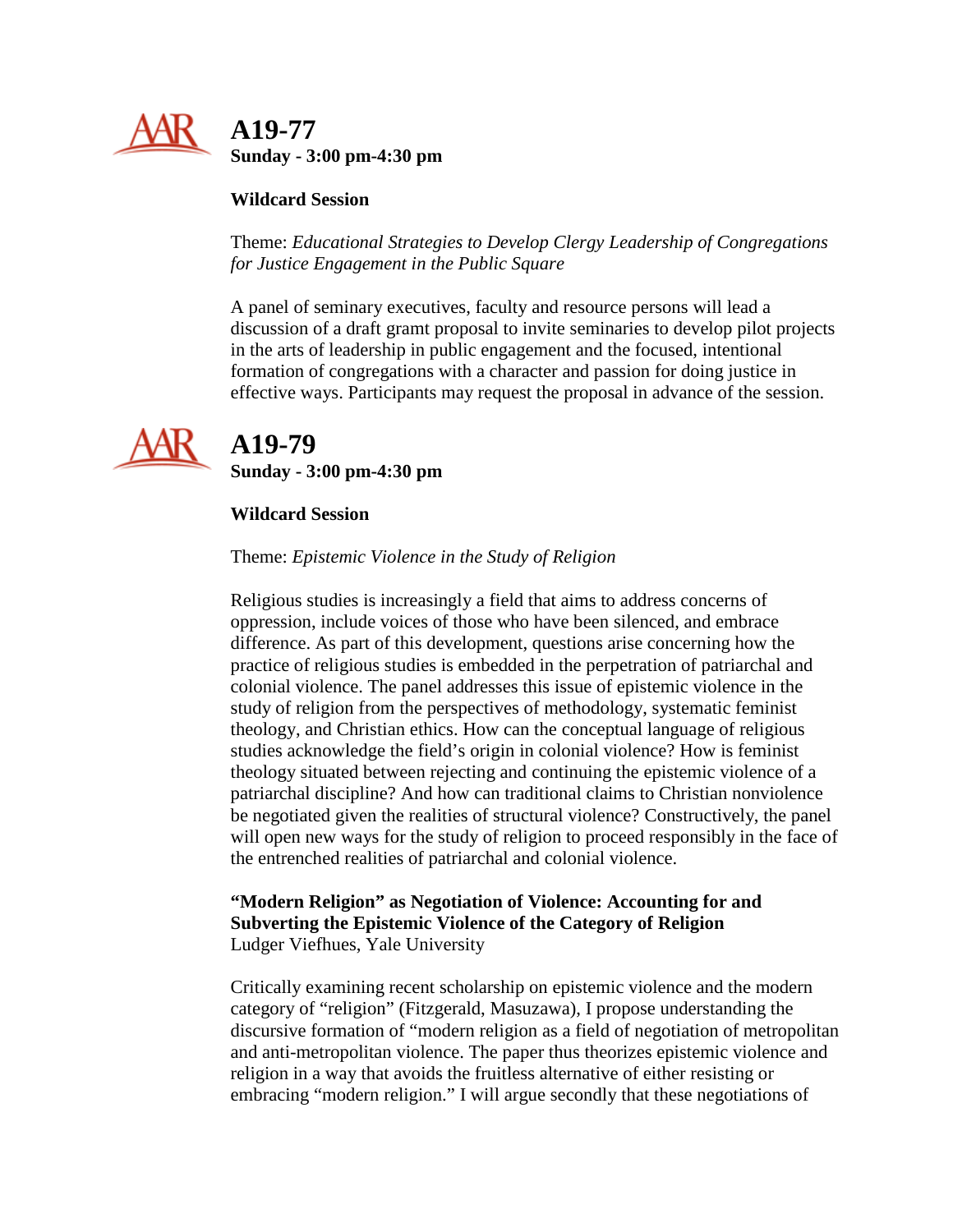## A19-77

**Sunday - 3:00 pm-4:30 pm**

**Wildcard Session**

Theme: *Educational Strategies to Develop Clergy Leadership of Congregations for Justice Engagement in the Public Square*

A panel of seminary executives, faculty and resource persons will lead a discussion of a draft gramt proposal to invite seminaries to develop pilot projects in the arts of leadership in public engagement and the focused, intentional formation of congregations with a character and passion for doing justice in effective ways. Participants may request the proposal in advance of the session.

## A19-79

**Sunday - 3:00 pm-4:30 pm**

**Wildcard Session**

Theme: *Epistemic Violence in the Study of Religion*

Religious studies is increasingly a field that aims to address concerns of oppression, include voices of those who have been silenced, and embrace difference. As part of this development, questions arise concerning how the practice of religious studies is embedded in the perpetration of patriarchal and colonial violence. The panel addresses this issue of epistemic violence in the study of religion from the perspectives of methodology, systematic feminist theology, and Christian ethics. How can the conceptual language of religious studies acknowledge the field's origin in colonial violence? How is feminist theology situated between rejecting and continuing the epistemic violence of a patriarchal discipline? And how can traditional claims to Christian nonviolence be negotiated given the realities of structural violence? Constructively, the panel will open new ways for the study of religion to proceed responsibly in the face of the entrenched realities of patriarchal and colonial violence.

**"Modern Religion" as Negotiation of Violence: Accounting for and Subverting the Epistemic Violence of the Category of Religion**
Ludger Viefhues, Yale University

Critically examining recent scholarship on epistemic violence and the modern category of "religion" (Fitzgerald, Masuzawa), I propose understanding the discursive formation of "modern religion as a field of negotiation of metropolitan and anti-metropolitan violence. The paper thus theorizes epistemic violence and religion in a way that avoids the fruitless alternative of either resisting or embracing "modern religion." I will argue secondly that these negotiations of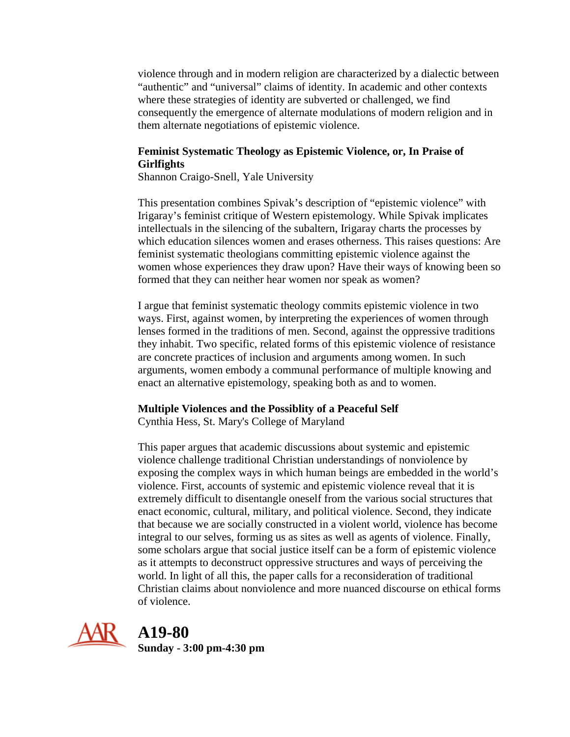violence through and in modern religion are characterized by a dialectic between "authentic" and "universal" claims of identity. In academic and other contexts where these strategies of identity are subverted or challenged, we find consequently the emergence of alternate modulations of modern religion and in them alternate negotiations of epistemic violence.

**Feminist Systematic Theology as Epistemic Violence, or, In Praise of Girlfights**
Shannon Craigo-Snell, Yale University

This presentation combines Spivak's description of "epistemic violence" with Irigaray's feminist critique of Western epistemology. While Spivak implicates intellectuals in the silencing of the subaltern, Irigaray charts the processes by which education silences women and erases otherness. This raises questions: Are feminist systematic theologians committing epistemic violence against the women whose experiences they draw upon? Have their ways of knowing been so formed that they can neither hear women nor speak as women?

I argue that feminist systematic theology commits epistemic violence in two ways. First, against women, by interpreting the experiences of women through lenses formed in the traditions of men. Second, against the oppressive traditions they inhabit. Two specific, related forms of this epistemic violence of resistance are concrete practices of inclusion and arguments among women. In such arguments, women embody a communal performance of multiple knowing and enact an alternative epistemology, speaking both as and to women.

**Multiple Violences and the Possiblity of a Peaceful Self**
Cynthia Hess, St. Mary's College of Maryland

This paper argues that academic discussions about systemic and epistemic violence challenge traditional Christian understandings of nonviolence by exposing the complex ways in which human beings are embedded in the world's violence. First, accounts of systemic and epistemic violence reveal that it is extremely difficult to disentangle oneself from the various social structures that enact economic, cultural, military, and political violence. Second, they indicate that because we are socially constructed in a violent world, violence has become integral to our selves, forming us as sites as well as agents of violence. Finally, some scholars argue that social justice itself can be a form of epistemic violence as it attempts to deconstruct oppressive structures and ways of perceiving the world. In light of all this, the paper calls for a reconsideration of traditional Christian claims about nonviolence and more nuanced discourse on ethical forms of violence.

## A19-80
**Sunday - 3:00 pm-4:30 pm**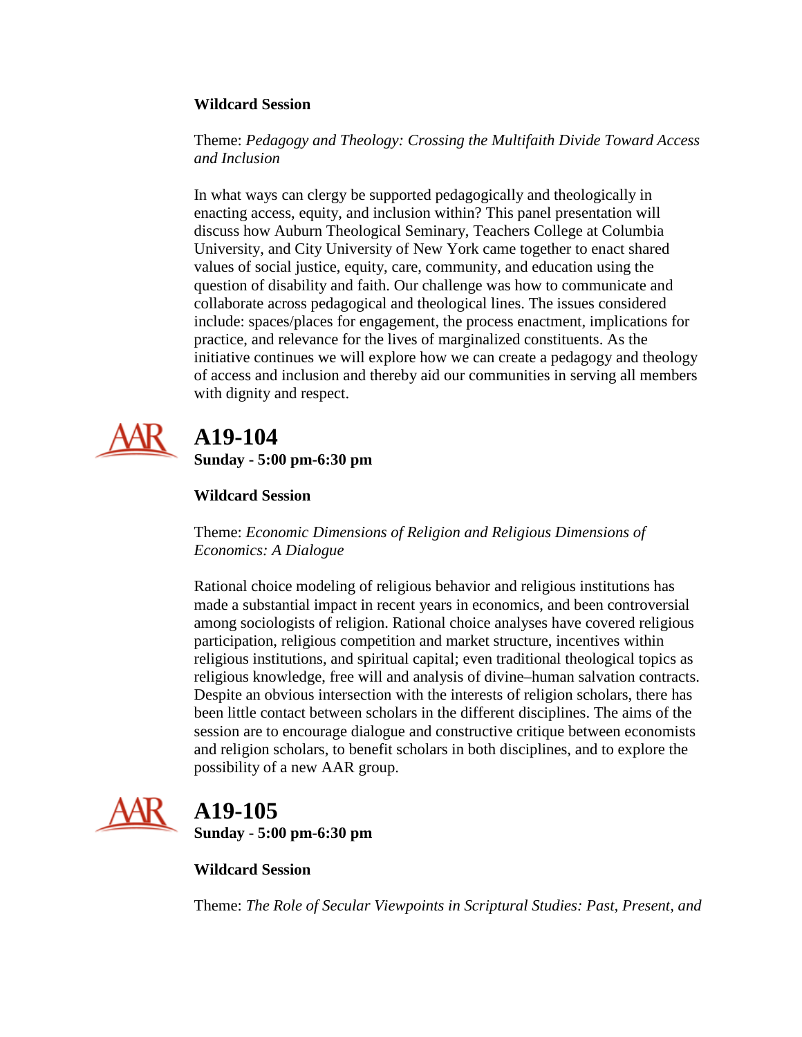**Wildcard Session**

Theme: *Pedagogy and Theology: Crossing the Multifaith Divide Toward Access and Inclusion*

In what ways can clergy be supported pedagogically and theologically in enacting access, equity, and inclusion within? This panel presentation will discuss how Auburn Theological Seminary, Teachers College at Columbia University, and City University of New York came together to enact shared values of social justice, equity, care, community, and education using the question of disability and faith. Our challenge was how to communicate and collaborate across pedagogical and theological lines. The issues considered include: spaces/places for engagement, the process enactment, implications for practice, and relevance for the lives of marginalized constituents. As the initiative continues we will explore how we can create a pedagogy and theology of access and inclusion and thereby aid our communities in serving all members with dignity and respect.

## A19-104

**Sunday - 5:00 pm-6:30 pm**

**Wildcard Session**

Theme: *Economic Dimensions of Religion and Religious Dimensions of Economics: A Dialogue*

Rational choice modeling of religious behavior and religious institutions has made a substantial impact in recent years in economics, and been controversial among sociologists of religion. Rational choice analyses have covered religious participation, religious competition and market structure, incentives within religious institutions, and spiritual capital; even traditional theological topics as religious knowledge, free will and analysis of divine–human salvation contracts. Despite an obvious intersection with the interests of religion scholars, there has been little contact between scholars in the different disciplines. The aims of the session are to encourage dialogue and constructive critique between economists and religion scholars, to benefit scholars in both disciplines, and to explore the possibility of a new AAR group.

## A19-105

**Sunday - 5:00 pm-6:30 pm**

**Wildcard Session**

Theme: *The Role of Secular Viewpoints in Scriptural Studies: Past, Present, and*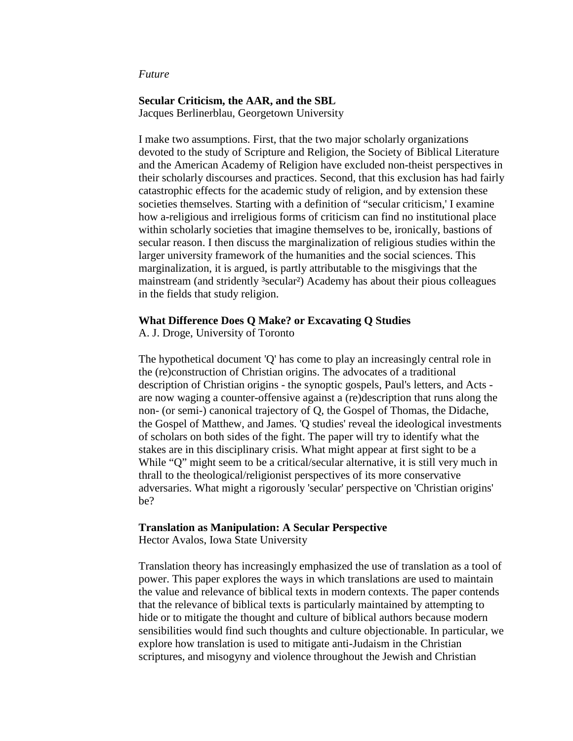*Future*

**Secular Criticism, the AAR, and the SBL**
Jacques Berlinerblau, Georgetown University

I make two assumptions. First, that the two major scholarly organizations devoted to the study of Scripture and Religion, the Society of Biblical Literature and the American Academy of Religion have excluded non-theist perspectives in their scholarly discourses and practices. Second, that this exclusion has had fairly catastrophic effects for the academic study of religion, and by extension these societies themselves. Starting with a definition of "secular criticism,' I examine how a-religious and irreligious forms of criticism can find no institutional place within scholarly societies that imagine themselves to be, ironically, bastions of secular reason. I then discuss the marginalization of religious studies within the larger university framework of the humanities and the social sciences. This marginalization, it is argued, is partly attributable to the misgivings that the mainstream (and stridently ³secular²) Academy has about their pious colleagues in the fields that study religion.

**What Difference Does Q Make? or Excavating Q Studies**
A. J. Droge, University of Toronto

The hypothetical document 'Q' has come to play an increasingly central role in the (re)construction of Christian origins. The advocates of a traditional description of Christian origins - the synoptic gospels, Paul's letters, and Acts - are now waging a counter-offensive against a (re)description that runs along the non- (or semi-) canonical trajectory of Q, the Gospel of Thomas, the Didache, the Gospel of Matthew, and James. 'Q studies' reveal the ideological investments of scholars on both sides of the fight. The paper will try to identify what the stakes are in this disciplinary crisis. What might appear at first sight to be a While "Q" might seem to be a critical/secular alternative, it is still very much in thrall to the theological/religionist perspectives of its more conservative adversaries. What might a rigorously 'secular' perspective on 'Christian origins' be?

**Translation as Manipulation: A Secular Perspective**
Hector Avalos, Iowa State University

Translation theory has increasingly emphasized the use of translation as a tool of power. This paper explores the ways in which translations are used to maintain the value and relevance of biblical texts in modern contexts. The paper contends that the relevance of biblical texts is particularly maintained by attempting to hide or to mitigate the thought and culture of biblical authors because modern sensibilities would find such thoughts and culture objectionable. In particular, we explore how translation is used to mitigate anti-Judaism in the Christian scriptures, and misogyny and violence throughout the Jewish and Christian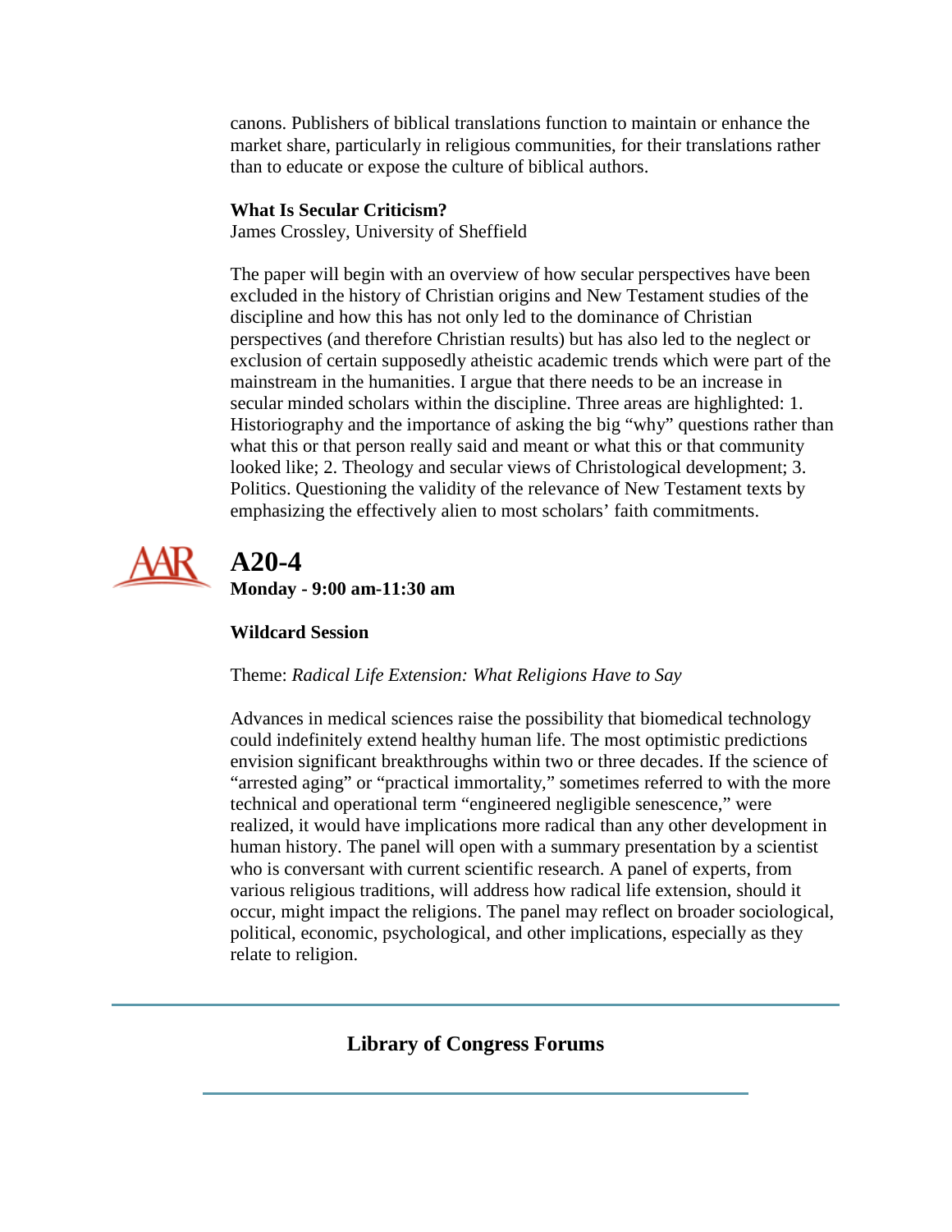canons. Publishers of biblical translations function to maintain or enhance the market share, particularly in religious communities, for their translations rather than to educate or expose the culture of biblical authors.

**What Is Secular Criticism?**
James Crossley, University of Sheffield

The paper will begin with an overview of how secular perspectives have been excluded in the history of Christian origins and New Testament studies of the discipline and how this has not only led to the dominance of Christian perspectives (and therefore Christian results) but has also led to the neglect or exclusion of certain supposedly atheistic academic trends which were part of the mainstream in the humanities. I argue that there needs to be an increase in secular minded scholars within the discipline. Three areas are highlighted: 1. Historiography and the importance of asking the big "why" questions rather than what this or that person really said and meant or what this or that community looked like; 2. Theology and secular views of Christological development; 3. Politics. Questioning the validity of the relevance of New Testament texts by emphasizing the effectively alien to most scholars' faith commitments.

## A20-4

**Monday - 9:00 am-11:30 am**

**Wildcard Session**

Theme: *Radical Life Extension: What Religions Have to Say*

Advances in medical sciences raise the possibility that biomedical technology could indefinitely extend healthy human life. The most optimistic predictions envision significant breakthroughs within two or three decades. If the science of "arrested aging" or "practical immortality," sometimes referred to with the more technical and operational term "engineered negligible senescence," were realized, it would have implications more radical than any other development in human history. The panel will open with a summary presentation by a scientist who is conversant with current scientific research. A panel of experts, from various religious traditions, will address how radical life extension, should it occur, might impact the religions. The panel may reflect on broader sociological, political, economic, psychological, and other implications, especially as they relate to religion.

---

## Library of Congress Forums

---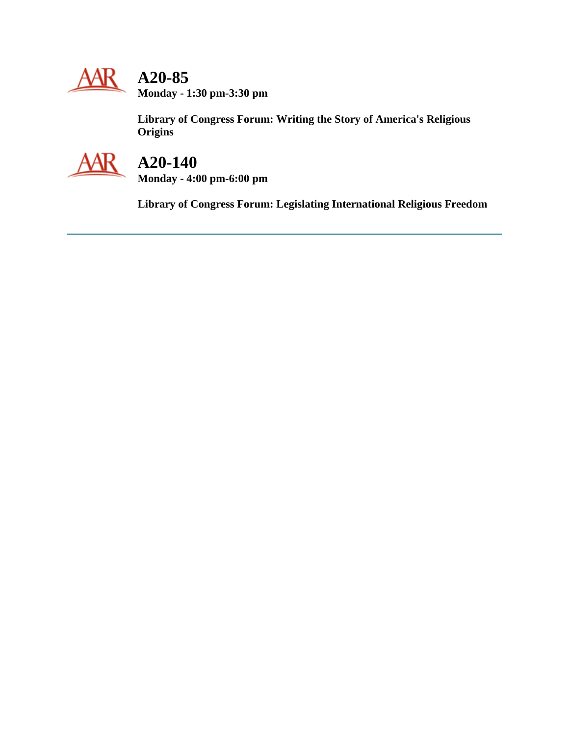## A20-85

**Monday - 1:30 pm-3:30 pm**

**Library of Congress Forum: Writing the Story of America's Religious Origins**

## A20-140

**Monday - 4:00 pm-6:00 pm**

**Library of Congress Forum: Legislating International Religious Freedom**